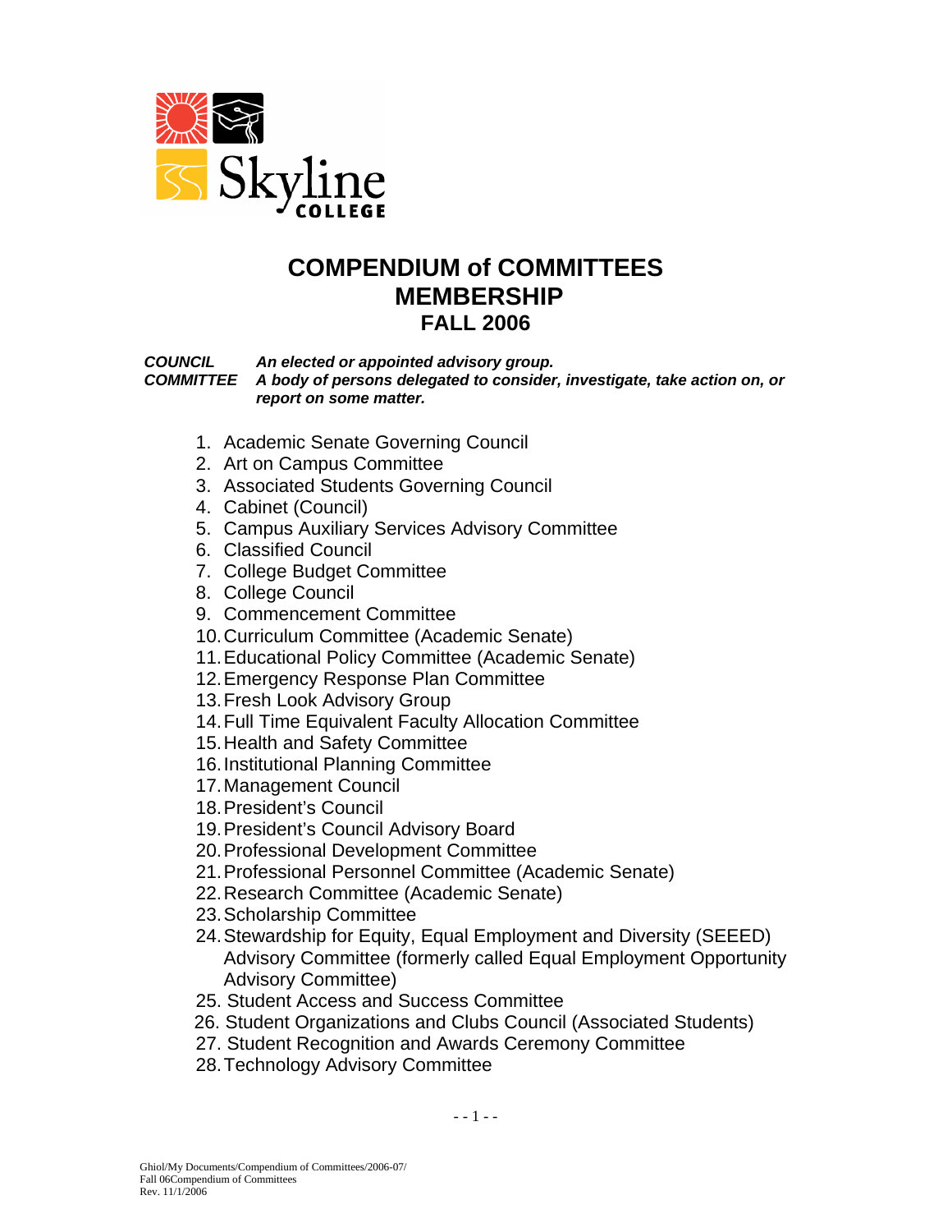Skyline COLLEGE

# COMPENDIUM of COMMITTEES MEMBERSHIP FALL 2006

***COUNCIL*** ***An elected or appointed advisory group.***
***COMMITTEE*** ***A body of persons delegated to consider, investigate, take action on, or report on some matter.***

1. Academic Senate Governing Council
2. Art on Campus Committee
3. Associated Students Governing Council
4. Cabinet (Council)
5. Campus Auxiliary Services Advisory Committee
6. Classified Council
7. College Budget Committee
8. College Council
9. Commencement Committee
10. Curriculum Committee (Academic Senate)
11. Educational Policy Committee (Academic Senate)
12. Emergency Response Plan Committee
13. Fresh Look Advisory Group
14. Full Time Equivalent Faculty Allocation Committee
15. Health and Safety Committee
16. Institutional Planning Committee
17. Management Council
18. President's Council
19. President's Council Advisory Board
20. Professional Development Committee
21. Professional Personnel Committee (Academic Senate)
22. Research Committee (Academic Senate)
23. Scholarship Committee
24. Stewardship for Equity, Equal Employment and Diversity (SEEED) Advisory Committee (formerly called Equal Employment Opportunity Advisory Committee)
25. Student Access and Success Committee
26. Student Organizations and Clubs Council (Associated Students)
27. Student Recognition and Awards Ceremony Committee
28. Technology Advisory Committee

Ghiol/My Documents/Compendium of Committees/2006-07/
Fall 06Compendium of Committees
Rev. 11/1/2006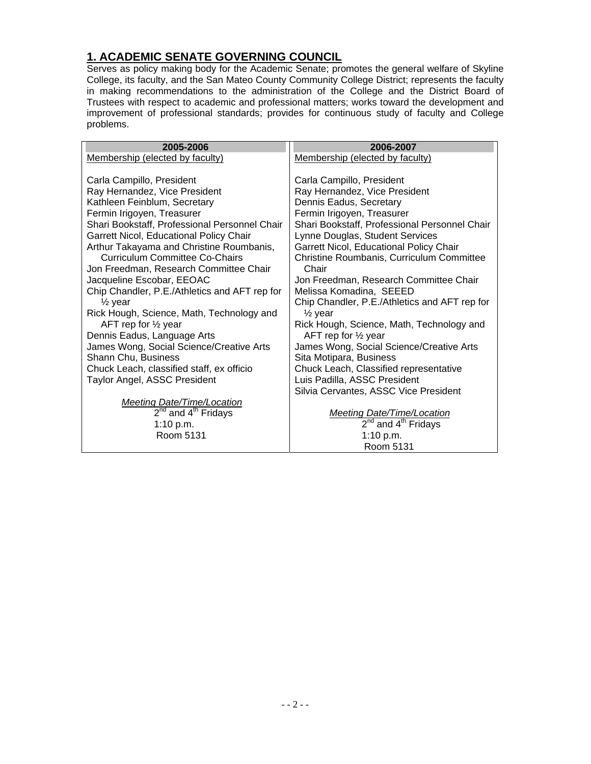## 1. ACADEMIC SENATE GOVERNING COUNCIL

Serves as policy making body for the Academic Senate; promotes the general welfare of Skyline College, its faculty, and the San Mateo County Community College District; represents the faculty in making recommendations to the administration of the College and the District Board of Trustees with respect to academic and professional matters; works toward the development and improvement of professional standards; provides for continuous study of faculty and College problems.

| 2005-2006 | 2006-2007 |
|---|---|
| Membership (elected by faculty) | Membership (elected by faculty) |
| Carla Campillo, President | Carla Campillo, President |
| Ray Hernandez, Vice President | Ray Hernandez, Vice President |
| Kathleen Feinblum, Secretary | Dennis Eadus, Secretary |
| Fermin Irigoyen, Treasurer | Fermin Irigoyen, Treasurer |
| Shari Bookstaff, Professional Personnel Chair | Shari Bookstaff, Professional Personnel Chair |
| Garrett Nicol, Educational Policy Chair | Lynne Douglas, Student Services |
| Arthur Takayama and Christine Roumbanis, Curriculum Committee Co-Chairs | Garrett Nicol, Educational Policy Chair |
| Jon Freedman, Research Committee Chair | Christine Roumbanis, Curriculum Committee Chair |
| Jacqueline Escobar, EEOAC | Jon Freedman, Research Committee Chair |
| Chip Chandler, P.E./Athletics and AFT rep for ½ year | Melissa Komadina, SEEED |
| Rick Hough, Science, Math, Technology and AFT rep for ½ year | Chip Chandler, P.E./Athletics and AFT rep for ½ year |
| Dennis Eadus, Language Arts | Rick Hough, Science, Math, Technology and AFT rep for ½ year |
| James Wong, Social Science/Creative Arts | James Wong, Social Science/Creative Arts |
| Shann Chu, Business | Sita Motipara, Business |
| Chuck Leach, classified staff, ex officio | Chuck Leach, Classified representative |
| Taylor Angel, ASSC President | Luis Padilla, ASSC President |
| | Silvia Cervantes, ASSC Vice President |
| *Meeting Date/Time/Location* | *Meeting Date/Time/Location* |
| 2nd and 4th Fridays | 2nd and 4th Fridays |
| 1:10 p.m. | 1:10 p.m. |
| Room 5131 | Room 5131 |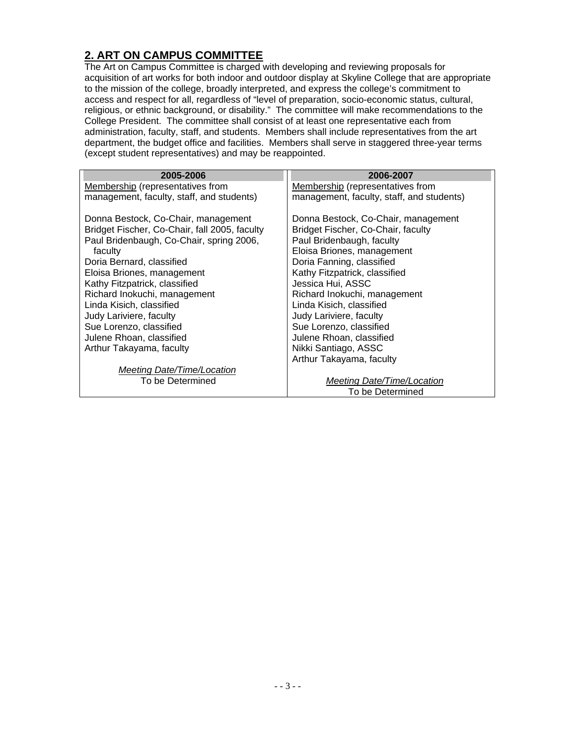## 2. ART ON CAMPUS COMMITTEE

The Art on Campus Committee is charged with developing and reviewing proposals for acquisition of art works for both indoor and outdoor display at Skyline College that are appropriate to the mission of the college, broadly interpreted, and express the college's commitment to access and respect for all, regardless of "level of preparation, socio-economic status, cultural, religious, or ethnic background, or disability." The committee will make recommendations to the College President. The committee shall consist of at least one representative each from administration, faculty, staff, and students. Members shall include representatives from the art department, the budget office and facilities. Members shall serve in staggered three-year terms (except student representatives) and may be reappointed.

| 2005-2006 | 2006-2007 |
|---|---|
| Membership (representatives from management, faculty, staff, and students) | Membership (representatives from management, faculty, staff, and students) |
| Donna Bestock, Co-Chair, management | Donna Bestock, Co-Chair, management |
| Bridget Fischer, Co-Chair, fall 2005, faculty | Bridget Fischer, Co-Chair, faculty |
| Paul Bridenbaugh, Co-Chair, spring 2006, faculty | Paul Bridenbaugh, faculty |
| Doria Bernard, classified | Eloisa Briones, management |
| Eloisa Briones, management | Doria Fanning, classified |
| Kathy Fitzpatrick, classified | Kathy Fitzpatrick, classified |
| Richard Inokuchi, management | Jessica Hui, ASSC |
| Linda Kisich, classified | Richard Inokuchi, management |
| Judy Lariviere, faculty | Linda Kisich, classified |
| Sue Lorenzo, classified | Judy Lariviere, faculty |
| Julene Rhoan, classified | Sue Lorenzo, classified |
| Arthur Takayama, faculty | Julene Rhoan, classified |
| | Nikki Santiago, ASSC |
| | Arthur Takayama, faculty |
| *Meeting Date/Time/Location* | *Meeting Date/Time/Location* |
| To be Determined | To be Determined |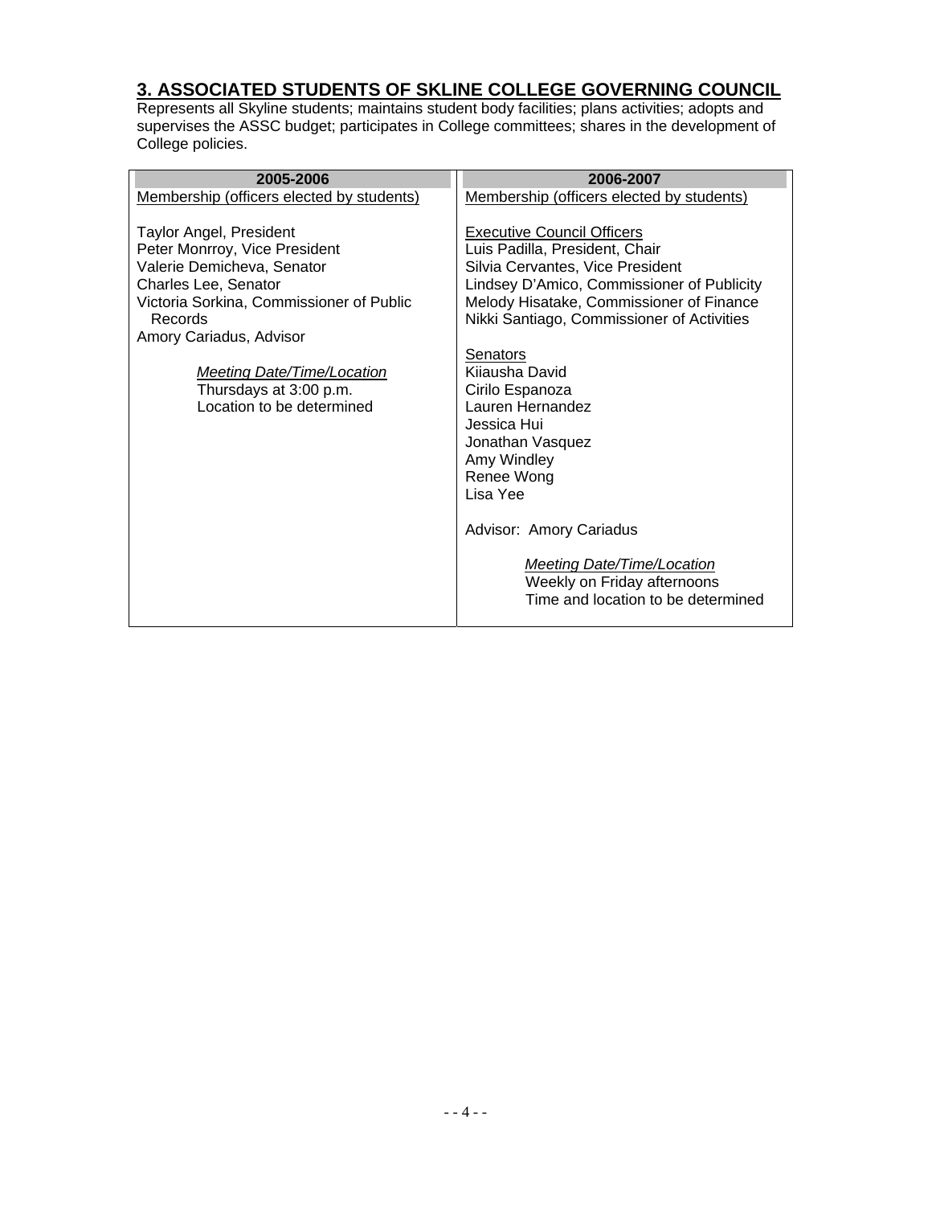## 3. ASSOCIATED STUDENTS OF SKLINE COLLEGE GOVERNING COUNCIL

Represents all Skyline students; maintains student body facilities; plans activities; adopts and supervises the ASSC budget; participates in College committees; shares in the development of College policies.

| 2005-2006 | 2006-2007 |
|---|---|
| Membership (officers elected by students)<br><br>Taylor Angel, President<br>Peter Monrroy, Vice President<br>Valerie Demicheva, Senator<br>Charles Lee, Senator<br>Victoria Sorkina, Commissioner of Public Records<br>Amory Cariadus, Advisor<br><br>*Meeting Date/Time/Location*<br>Thursdays at 3:00 p.m.<br>Location to be determined | Membership (officers elected by students)<br><br>Executive Council Officers<br>Luis Padilla, President, Chair<br>Silvia Cervantes, Vice President<br>Lindsey D'Amico, Commissioner of Publicity<br>Melody Hisatake, Commissioner of Finance<br>Nikki Santiago, Commissioner of Activities<br><br>Senators<br>Kiiausha David<br>Cirilo Espanoza<br>Lauren Hernandez<br>Jessica Hui<br>Jonathan Vasquez<br>Amy Windley<br>Renee Wong<br>Lisa Yee<br><br>Advisor: Amory Cariadus<br><br>*Meeting Date/Time/Location*<br>Weekly on Friday afternoons<br>Time and location to be determined |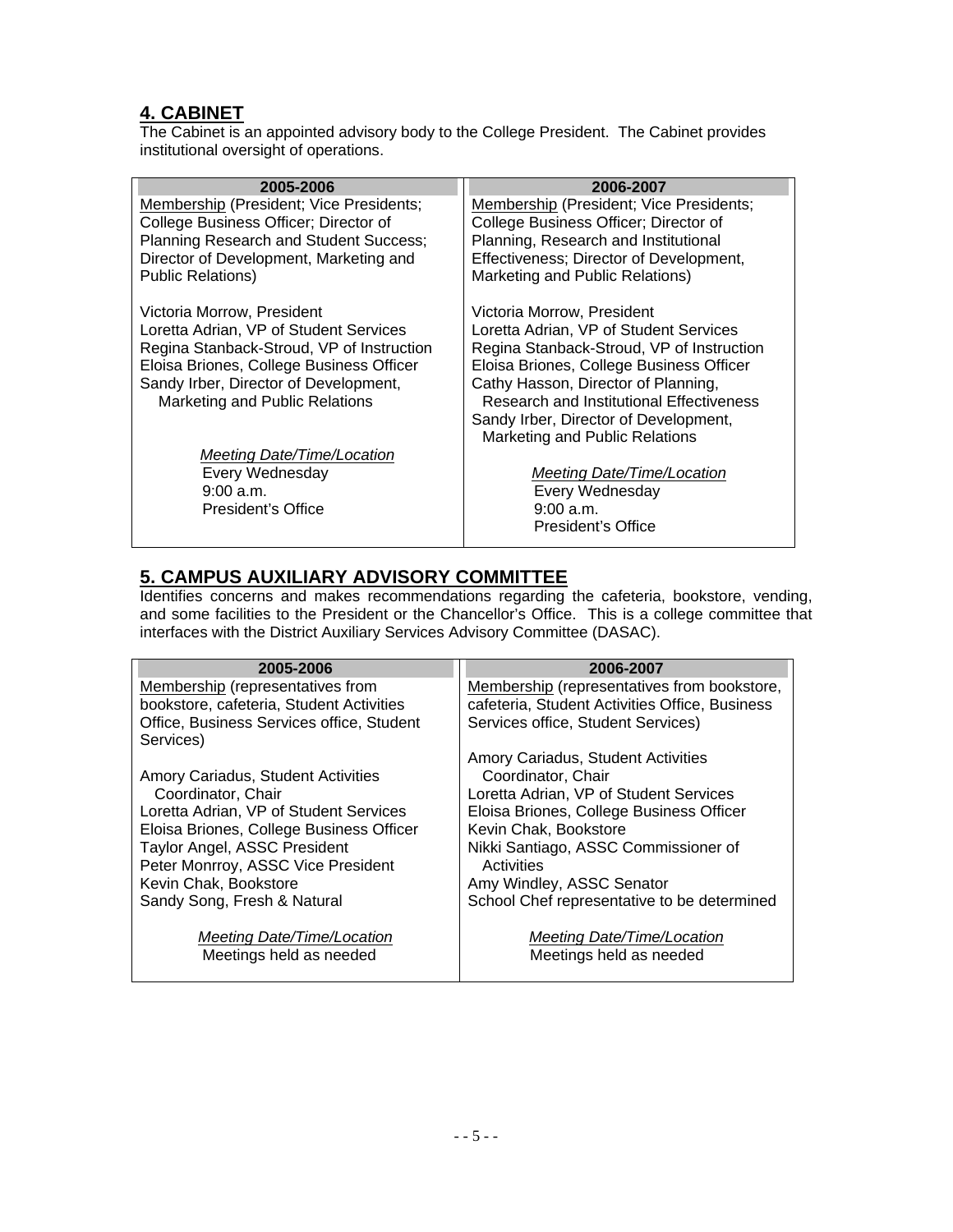## 4. CABINET

The Cabinet is an appointed advisory body to the College President. The Cabinet provides institutional oversight of operations.

| 2005-2006 | 2006-2007 |
|---|---|
| Membership (President; Vice Presidents; College Business Officer; Director of Planning Research and Student Success; Director of Development, Marketing and Public Relations)<br><br>Victoria Morrow, President<br>Loretta Adrian, VP of Student Services<br>Regina Stanback-Stroud, VP of Instruction<br>Eloisa Briones, College Business Officer<br>Sandy Irber, Director of Development, Marketing and Public Relations<br><br>*Meeting Date/Time/Location*<br>Every Wednesday<br>9:00 a.m.<br>President's Office | Membership (President; Vice Presidents; College Business Officer; Director of Planning, Research and Institutional Effectiveness; Director of Development, Marketing and Public Relations)<br><br>Victoria Morrow, President<br>Loretta Adrian, VP of Student Services<br>Regina Stanback-Stroud, VP of Instruction<br>Eloisa Briones, College Business Officer<br>Cathy Hasson, Director of Planning, Research and Institutional Effectiveness<br>Sandy Irber, Director of Development, Marketing and Public Relations<br><br>*Meeting Date/Time/Location*<br>Every Wednesday<br>9:00 a.m.<br>President's Office |

## 5. CAMPUS AUXILIARY ADVISORY COMMITTEE

Identifies concerns and makes recommendations regarding the cafeteria, bookstore, vending, and some facilities to the President or the Chancellor's Office. This is a college committee that interfaces with the District Auxiliary Services Advisory Committee (DASAC).

| 2005-2006 | 2006-2007 |
|---|---|
| Membership (representatives from bookstore, cafeteria, Student Activities Office, Business Services office, Student Services)<br><br>Amory Cariadus, Student Activities Coordinator, Chair<br>Loretta Adrian, VP of Student Services<br>Eloisa Briones, College Business Officer<br>Taylor Angel, ASSC President<br>Peter Monrroy, ASSC Vice President<br>Kevin Chak, Bookstore<br>Sandy Song, Fresh & Natural<br><br>*Meeting Date/Time/Location*<br>Meetings held as needed | Membership (representatives from bookstore, cafeteria, Student Activities Office, Business Services office, Student Services)<br><br>Amory Cariadus, Student Activities Coordinator, Chair<br>Loretta Adrian, VP of Student Services<br>Eloisa Briones, College Business Officer<br>Kevin Chak, Bookstore<br>Nikki Santiago, ASSC Commissioner of Activities<br>Amy Windley, ASSC Senator<br>School Chef representative to be determined<br><br>*Meeting Date/Time/Location*<br>Meetings held as needed |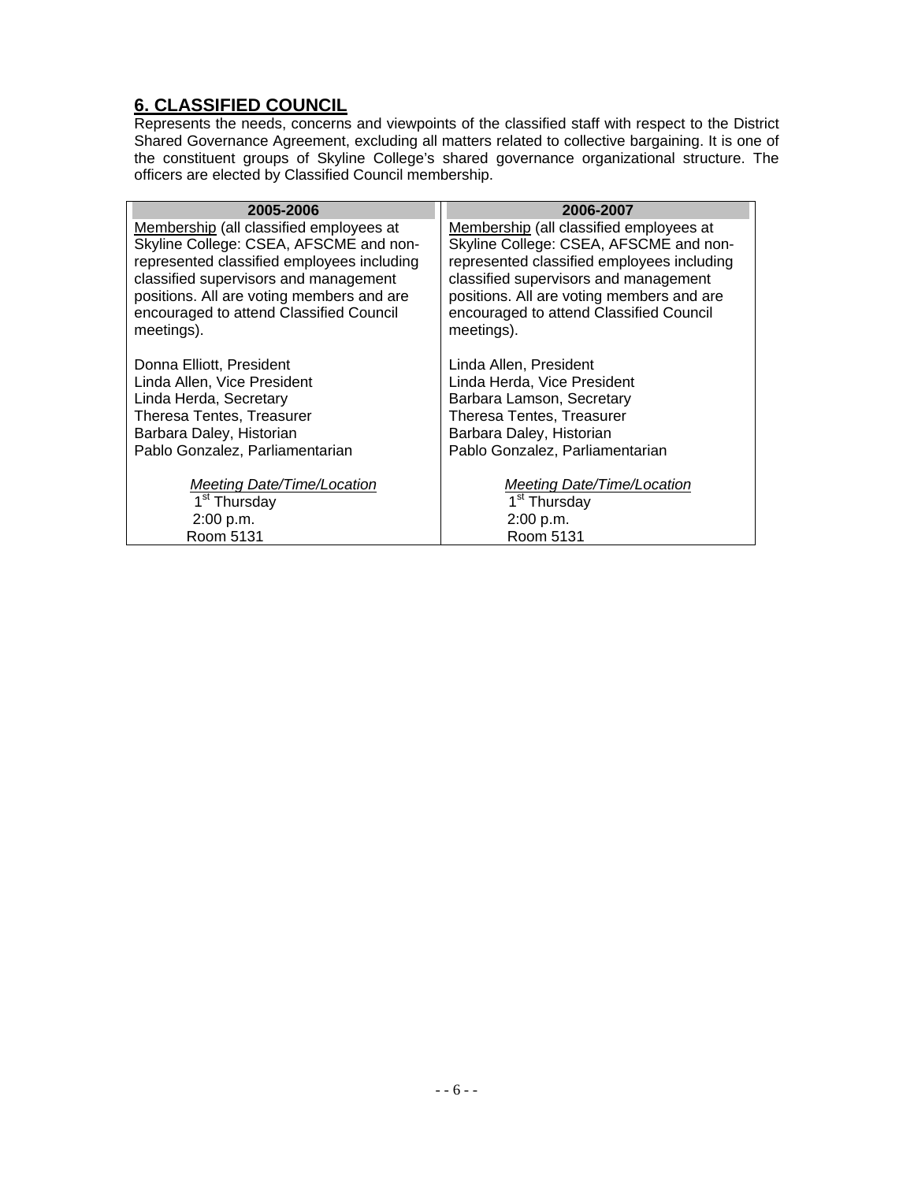## 6. CLASSIFIED COUNCIL

Represents the needs, concerns and viewpoints of the classified staff with respect to the District Shared Governance Agreement, excluding all matters related to collective bargaining. It is one of the constituent groups of Skyline College's shared governance organizational structure. The officers are elected by Classified Council membership.

| 2005-2006 | 2006-2007 |
|---|---|
| Membership (all classified employees at Skyline College: CSEA, AFSCME and non-represented classified employees including classified supervisors and management positions. All are voting members and are encouraged to attend Classified Council meetings). | Membership (all classified employees at Skyline College: CSEA, AFSCME and non-represented classified employees including classified supervisors and management positions. All are voting members and are encouraged to attend Classified Council meetings). |
| Donna Elliott, President<br>Linda Allen, Vice President<br>Linda Herda, Secretary<br>Theresa Tentes, Treasurer<br>Barbara Daley, Historian<br>Pablo Gonzalez, Parliamentarian | Linda Allen, President<br>Linda Herda, Vice President<br>Barbara Lamson, Secretary<br>Theresa Tentes, Treasurer<br>Barbara Daley, Historian<br>Pablo Gonzalez, Parliamentarian |
| *Meeting Date/Time/Location*<br>1st Thursday<br>2:00 p.m.<br>Room 5131 | *Meeting Date/Time/Location*<br>1st Thursday<br>2:00 p.m.<br>Room 5131 |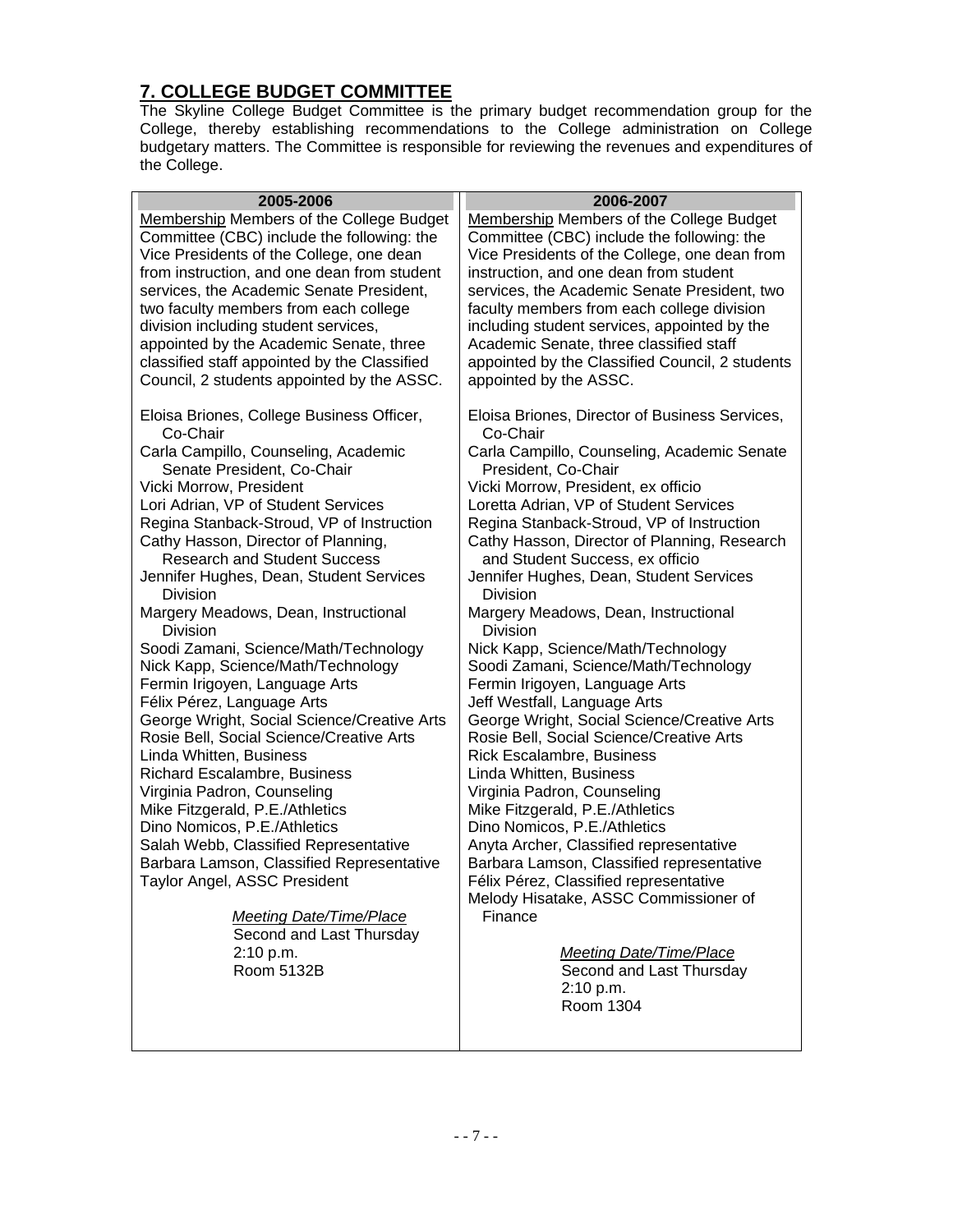## 7. COLLEGE BUDGET COMMITTEE

The Skyline College Budget Committee is the primary budget recommendation group for the College, thereby establishing recommendations to the College administration on College budgetary matters. The Committee is responsible for reviewing the revenues and expenditures of the College.

| 2005-2006 | 2006-2007 |
|---|---|
| Membership Members of the College Budget Committee (CBC) include the following: the Vice Presidents of the College, one dean from instruction, and one dean from student services, the Academic Senate President, two faculty members from each college division including student services, appointed by the Academic Senate, three classified staff appointed by the Classified Council, 2 students appointed by the ASSC. | Membership Members of the College Budget Committee (CBC) include the following: the Vice Presidents of the College, one dean from instruction, and one dean from student services, the Academic Senate President, two faculty members from each college division including student services, appointed by the Academic Senate, three classified staff appointed by the Classified Council, 2 students appointed by the ASSC. |
| Eloisa Briones, College Business Officer, Co-Chair<br>Carla Campillo, Counseling, Academic Senate President, Co-Chair<br>Vicki Morrow, President<br>Lori Adrian, VP of Student Services<br>Regina Stanback-Stroud, VP of Instruction<br>Cathy Hasson, Director of Planning, Research and Student Success<br>Jennifer Hughes, Dean, Student Services Division<br>Margery Meadows, Dean, Instructional Division<br>Soodi Zamani, Science/Math/Technology<br>Nick Kapp, Science/Math/Technology<br>Fermin Irigoyen, Language Arts<br>Félix Pérez, Language Arts<br>George Wright, Social Science/Creative Arts<br>Rosie Bell, Social Science/Creative Arts<br>Linda Whitten, Business<br>Richard Escalambre, Business<br>Virginia Padron, Counseling<br>Mike Fitzgerald, P.E./Athletics<br>Dino Nomicos, P.E./Athletics<br>Salah Webb, Classified Representative<br>Barbara Lamson, Classified Representative<br>Taylor Angel, ASSC President | Eloisa Briones, Director of Business Services, Co-Chair<br>Carla Campillo, Counseling, Academic Senate President, Co-Chair<br>Vicki Morrow, President, ex officio<br>Loretta Adrian, VP of Student Services<br>Regina Stanback-Stroud, VP of Instruction<br>Cathy Hasson, Director of Planning, Research and Student Success, ex officio<br>Jennifer Hughes, Dean, Student Services Division<br>Margery Meadows, Dean, Instructional Division<br>Nick Kapp, Science/Math/Technology<br>Soodi Zamani, Science/Math/Technology<br>Fermin Irigoyen, Language Arts<br>Jeff Westfall, Language Arts<br>George Wright, Social Science/Creative Arts<br>Rosie Bell, Social Science/Creative Arts<br>Rick Escalambre, Business<br>Linda Whitten, Business<br>Virginia Padron, Counseling<br>Mike Fitzgerald, P.E./Athletics<br>Dino Nomicos, P.E./Athletics<br>Anyta Archer, Classified representative<br>Barbara Lamson, Classified representative<br>Félix Pérez, Classified representative<br>Melody Hisatake, ASSC Commissioner of Finance |
| *Meeting Date/Time/Place*<br>Second and Last Thursday<br>2:10 p.m.<br>Room 5132B | *Meeting Date/Time/Place*<br>Second and Last Thursday<br>2:10 p.m.<br>Room 1304 |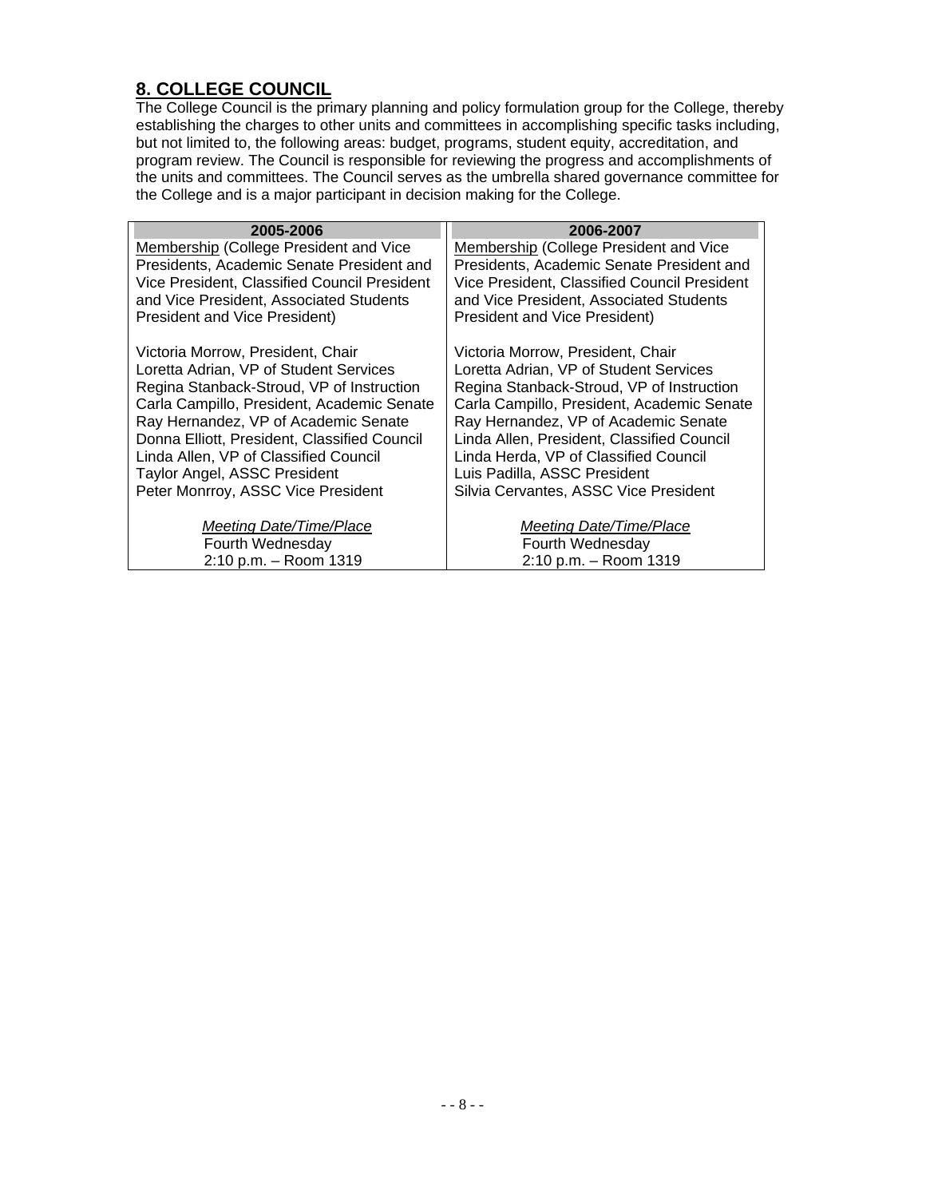## 8. COLLEGE COUNCIL

The College Council is the primary planning and policy formulation group for the College, thereby establishing the charges to other units and committees in accomplishing specific tasks including, but not limited to, the following areas: budget, programs, student equity, accreditation, and program review. The Council is responsible for reviewing the progress and accomplishments of the units and committees. The Council serves as the umbrella shared governance committee for the College and is a major participant in decision making for the College.

| 2005-2006 | 2006-2007 |
|---|---|
| Membership (College President and Vice Presidents, Academic Senate President and Vice President, Classified Council President and Vice President, Associated Students President and Vice President) | Membership (College President and Vice Presidents, Academic Senate President and Vice President, Classified Council President and Vice President, Associated Students President and Vice President) |
| Victoria Morrow, President, Chair<br>Loretta Adrian, VP of Student Services<br>Regina Stanback-Stroud, VP of Instruction<br>Carla Campillo, President, Academic Senate<br>Ray Hernandez, VP of Academic Senate<br>Donna Elliott, President, Classified Council<br>Linda Allen, VP of Classified Council<br>Taylor Angel, ASSC President<br>Peter Monrroy, ASSC Vice President | Victoria Morrow, President, Chair<br>Loretta Adrian, VP of Student Services<br>Regina Stanback-Stroud, VP of Instruction<br>Carla Campillo, President, Academic Senate<br>Ray Hernandez, VP of Academic Senate<br>Linda Allen, President, Classified Council<br>Linda Herda, VP of Classified Council<br>Luis Padilla, ASSC President<br>Silvia Cervantes, ASSC Vice President |
| *Meeting Date/Time/Place*<br>Fourth Wednesday<br>2:10 p.m. – Room 1319 | *Meeting Date/Time/Place*<br>Fourth Wednesday<br>2:10 p.m. – Room 1319 |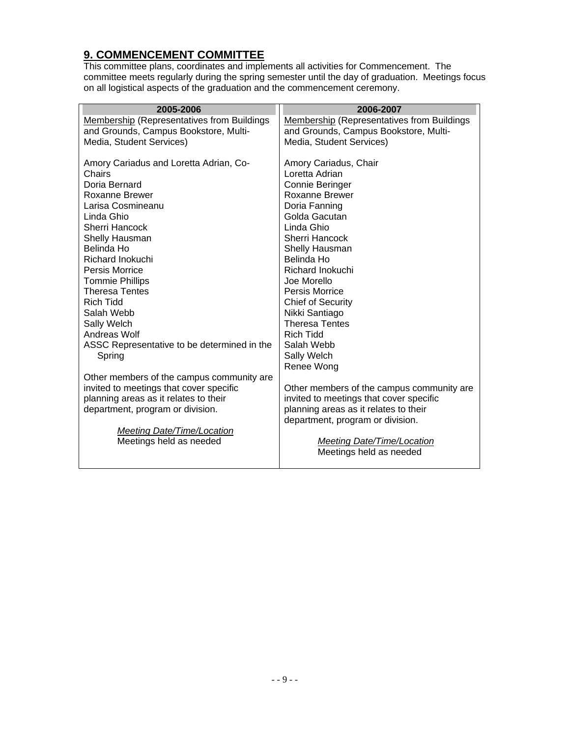## 9. COMMENCEMENT COMMITTEE

This committee plans, coordinates and implements all activities for Commencement. The committee meets regularly during the spring semester until the day of graduation. Meetings focus on all logistical aspects of the graduation and the commencement ceremony.

| 2005-2006 | 2006-2007 |
|---|---|
| Membership (Representatives from Buildings and Grounds, Campus Bookstore, Multi-Media, Student Services)<br><br>Amory Cariadus and Loretta Adrian, Co-Chairs<br>Doria Bernard<br>Roxanne Brewer<br>Larisa Cosmineanu<br>Linda Ghio<br>Sherri Hancock<br>Shelly Hausman<br>Belinda Ho<br>Richard Inokuchi<br>Persis Morrice<br>Tommie Phillips<br>Theresa Tentes<br>Rich Tidd<br>Salah Webb<br>Sally Welch<br>Andreas Wolf<br>ASSC Representative to be determined in the Spring<br><br>Other members of the campus community are invited to meetings that cover specific planning areas as it relates to their department, program or division.<br><br>*Meeting Date/Time/Location*<br>Meetings held as needed | Membership (Representatives from Buildings and Grounds, Campus Bookstore, Multi-Media, Student Services)<br><br>Amory Cariadus, Chair<br>Loretta Adrian<br>Connie Beringer<br>Roxanne Brewer<br>Doria Fanning<br>Golda Gacutan<br>Linda Ghio<br>Sherri Hancock<br>Shelly Hausman<br>Belinda Ho<br>Richard Inokuchi<br>Joe Morello<br>Persis Morrice<br>Chief of Security<br>Nikki Santiago<br>Theresa Tentes<br>Rich Tidd<br>Salah Webb<br>Sally Welch<br>Renee Wong<br><br>Other members of the campus community are invited to meetings that cover specific planning areas as it relates to their department, program or division.<br><br>*Meeting Date/Time/Location*<br>Meetings held as needed |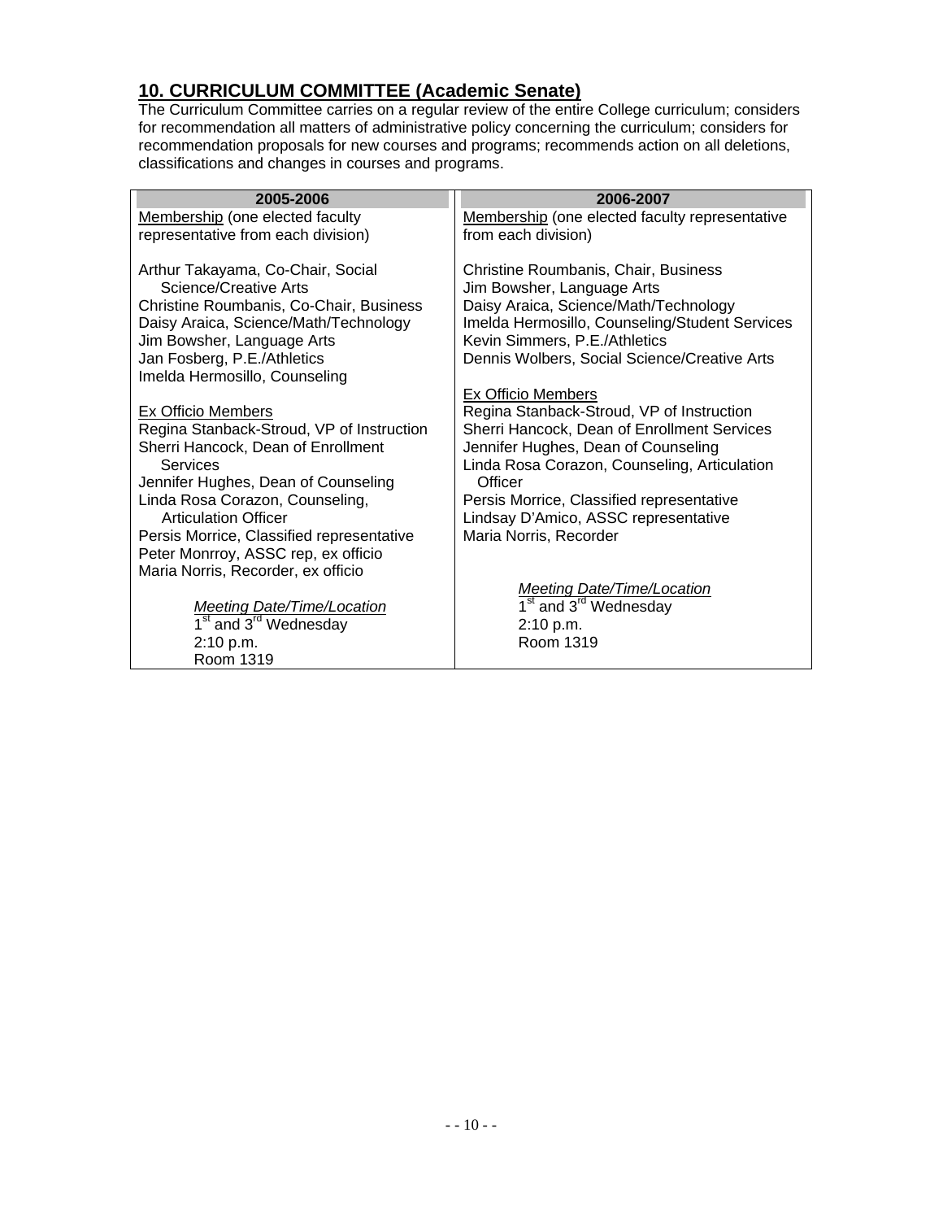## 10. CURRICULUM COMMITTEE (Academic Senate)

The Curriculum Committee carries on a regular review of the entire College curriculum; considers for recommendation all matters of administrative policy concerning the curriculum; considers for recommendation proposals for new courses and programs; recommends action on all deletions, classifications and changes in courses and programs.

| 2005-2006 | 2006-2007 |
|---|---|
| Membership (one elected faculty representative from each division) | Membership (one elected faculty representative from each division) |
| Arthur Takayama, Co-Chair, Social Science/Creative Arts<br>Christine Roumbanis, Co-Chair, Business<br>Daisy Araica, Science/Math/Technology<br>Jim Bowsher, Language Arts<br>Jan Fosberg, P.E./Athletics<br>Imelda Hermosillo, Counseling | Christine Roumbanis, Chair, Business<br>Jim Bowsher, Language Arts<br>Daisy Araica, Science/Math/Technology<br>Imelda Hermosillo, Counseling/Student Services<br>Kevin Simmers, P.E./Athletics<br>Dennis Wolbers, Social Science/Creative Arts |
| Ex Officio Members<br>Regina Stanback-Stroud, VP of Instruction<br>Sherri Hancock, Dean of Enrollment Services<br>Jennifer Hughes, Dean of Counseling<br>Linda Rosa Corazon, Counseling, Articulation Officer<br>Persis Morrice, Classified representative<br>Peter Monrroy, ASSC rep, ex officio<br>Maria Norris, Recorder, ex officio | Ex Officio Members<br>Regina Stanback-Stroud, VP of Instruction<br>Sherri Hancock, Dean of Enrollment Services<br>Jennifer Hughes, Dean of Counseling<br>Linda Rosa Corazon, Counseling, Articulation Officer<br>Persis Morrice, Classified representative<br>Lindsay D'Amico, ASSC representative<br>Maria Norris, Recorder |
| *Meeting Date/Time/Location*<br>1st and 3rd Wednesday<br>2:10 p.m.<br>Room 1319 | *Meeting Date/Time/Location*<br>1st and 3rd Wednesday<br>2:10 p.m.<br>Room 1319 |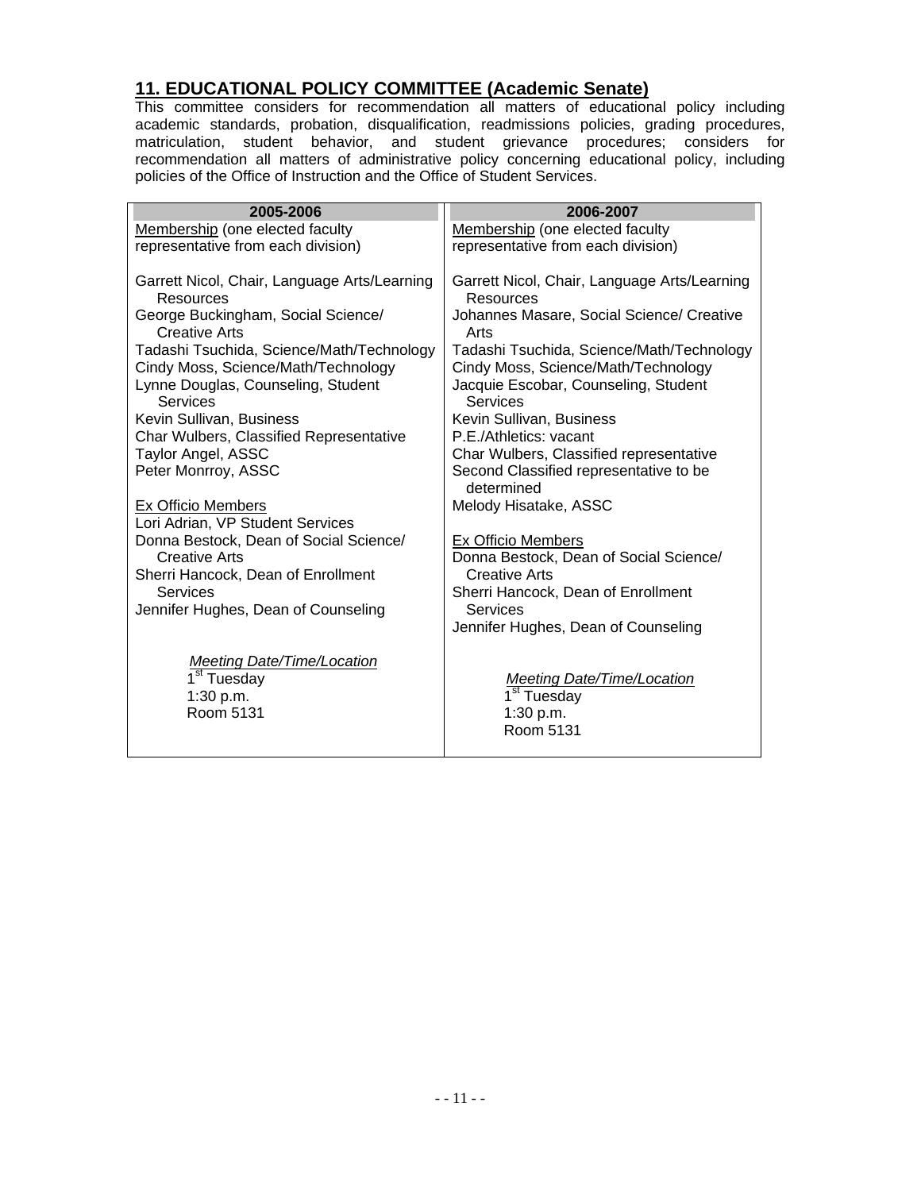## 11. EDUCATIONAL POLICY COMMITTEE (Academic Senate)

This committee considers for recommendation all matters of educational policy including academic standards, probation, disqualification, readmissions policies, grading procedures, matriculation, student behavior, and student grievance procedures; considers for recommendation all matters of administrative policy concerning educational policy, including policies of the Office of Instruction and the Office of Student Services.

| 2005-2006 | 2006-2007 |
|---|---|
| Membership (one elected faculty representative from each division) | Membership (one elected faculty representative from each division) |
| Garrett Nicol, Chair, Language Arts/Learning Resources<br>George Buckingham, Social Science/ Creative Arts<br>Tadashi Tsuchida, Science/Math/Technology<br>Cindy Moss, Science/Math/Technology<br>Lynne Douglas, Counseling, Student Services<br>Kevin Sullivan, Business<br>Char Wulbers, Classified Representative<br>Taylor Angel, ASSC<br>Peter Monrroy, ASSC | Garrett Nicol, Chair, Language Arts/Learning Resources<br>Johannes Masare, Social Science/ Creative Arts<br>Tadashi Tsuchida, Science/Math/Technology<br>Cindy Moss, Science/Math/Technology<br>Jacquie Escobar, Counseling, Student Services<br>Kevin Sullivan, Business<br>P.E./Athletics: vacant<br>Char Wulbers, Classified representative<br>Second Classified representative to be determined<br>Melody Hisatake, ASSC |
| Ex Officio Members<br>Lori Adrian, VP Student Services<br>Donna Bestock, Dean of Social Science/ Creative Arts<br>Sherri Hancock, Dean of Enrollment Services<br>Jennifer Hughes, Dean of Counseling | Ex Officio Members<br>Donna Bestock, Dean of Social Science/ Creative Arts<br>Sherri Hancock, Dean of Enrollment Services<br>Jennifer Hughes, Dean of Counseling |
| *Meeting Date/Time/Location*<br>1st Tuesday<br>1:30 p.m.<br>Room 5131 | *Meeting Date/Time/Location*<br>1st Tuesday<br>1:30 p.m.<br>Room 5131 |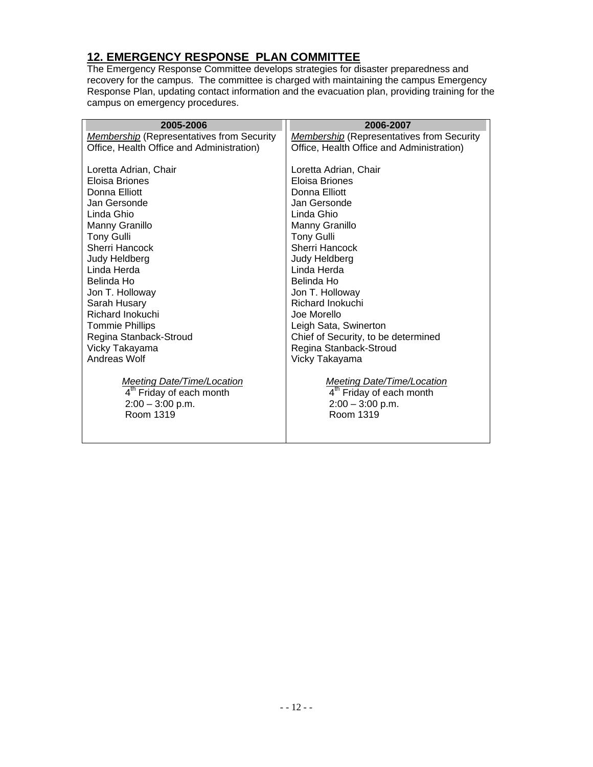## 12. EMERGENCY RESPONSE PLAN COMMITTEE

The Emergency Response Committee develops strategies for disaster preparedness and recovery for the campus. The committee is charged with maintaining the campus Emergency Response Plan, updating contact information and the evacuation plan, providing training for the campus on emergency procedures.

| 2005-2006 | 2006-2007 |
|---|---|
| *Membership* (Representatives from Security Office, Health Office and Administration) | *Membership* (Representatives from Security Office, Health Office and Administration) |
| Loretta Adrian, Chair | Loretta Adrian, Chair |
| Eloisa Briones | Eloisa Briones |
| Donna Elliott | Donna Elliott |
| Jan Gersonde | Jan Gersonde |
| Linda Ghio | Linda Ghio |
| Manny Granillo | Manny Granillo |
| Tony Gulli | Tony Gulli |
| Sherri Hancock | Sherri Hancock |
| Judy Heldberg | Judy Heldberg |
| Linda Herda | Linda Herda |
| Belinda Ho | Belinda Ho |
| Jon T. Holloway | Jon T. Holloway |
| Sarah Husary | Richard Inokuchi |
| Richard Inokuchi | Joe Morello |
| Tommie Phillips | Leigh Sata, Swinerton |
| Regina Stanback-Stroud | Chief of Security, to be determined |
| Vicky Takayama | Regina Stanback-Stroud |
| Andreas Wolf | Vicky Takayama |
| *Meeting Date/Time/Location*<br>4th Friday of each month<br>2:00 – 3:00 p.m.<br>Room 1319 | *Meeting Date/Time/Location*<br>4th Friday of each month<br>2:00 – 3:00 p.m.<br>Room 1319 |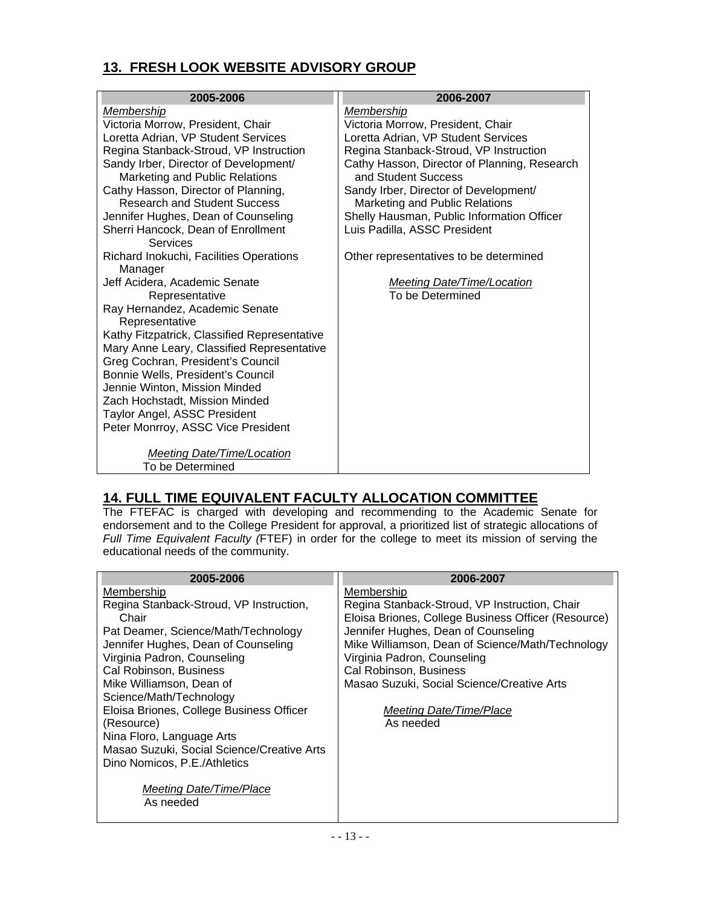## 13. FRESH LOOK WEBSITE ADVISORY GROUP

| 2005-2006 | 2006-2007 |
|---|---|
| *Membership*<br>Victoria Morrow, President, Chair<br>Loretta Adrian, VP Student Services<br>Regina Stanback-Stroud, VP Instruction<br>Sandy Irber, Director of Development/ Marketing and Public Relations<br>Cathy Hasson, Director of Planning, Research and Student Success<br>Jennifer Hughes, Dean of Counseling<br>Sherri Hancock, Dean of Enrollment Services<br>Richard Inokuchi, Facilities Operations Manager<br>Jeff Acidera, Academic Senate Representative<br>Ray Hernandez, Academic Senate Representative<br>Kathy Fitzpatrick, Classified Representative<br>Mary Anne Leary, Classified Representative<br>Greg Cochran, President's Council<br>Bonnie Wells, President's Council<br>Jennie Winton, Mission Minded<br>Zach Hochstadt, Mission Minded<br>Taylor Angel, ASSC President<br>Peter Monrroy, ASSC Vice President<br><br>*Meeting Date/Time/Location*<br>To be Determined | *Membership*<br>Victoria Morrow, President, Chair<br>Loretta Adrian, VP Student Services<br>Regina Stanback-Stroud, VP Instruction<br>Cathy Hasson, Director of Planning, Research and Student Success<br>Sandy Irber, Director of Development/ Marketing and Public Relations<br>Shelly Hausman, Public Information Officer<br>Luis Padilla, ASSC President<br><br>Other representatives to be determined<br><br>*Meeting Date/Time/Location*<br>To be Determined |

## 14. FULL TIME EQUIVALENT FACULTY ALLOCATION COMMITTEE

The FTEFAC is charged with developing and recommending to the Academic Senate for endorsement and to the College President for approval, a prioritized list of strategic allocations of *Full Time Equivalent Faculty (*FTEF) in order for the college to meet its mission of serving the educational needs of the community.

| 2005-2006 | 2006-2007 |
|---|---|
| Membership<br>Regina Stanback-Stroud, VP Instruction, Chair<br>Pat Deamer, Science/Math/Technology<br>Jennifer Hughes, Dean of Counseling<br>Virginia Padron, Counseling<br>Cal Robinson, Business<br>Mike Williamson, Dean of Science/Math/Technology<br>Eloisa Briones, College Business Officer (Resource)<br>Nina Floro, Language Arts<br>Masao Suzuki, Social Science/Creative Arts<br>Dino Nomicos, P.E./Athletics<br><br>*Meeting Date/Time/Place*<br>As needed | Membership<br>Regina Stanback-Stroud, VP Instruction, Chair<br>Eloisa Briones, College Business Officer (Resource)<br>Jennifer Hughes, Dean of Counseling<br>Mike Williamson, Dean of Science/Math/Technology<br>Virginia Padron, Counseling<br>Cal Robinson, Business<br>Masao Suzuki, Social Science/Creative Arts<br><br>*Meeting Date/Time/Place*<br>As needed |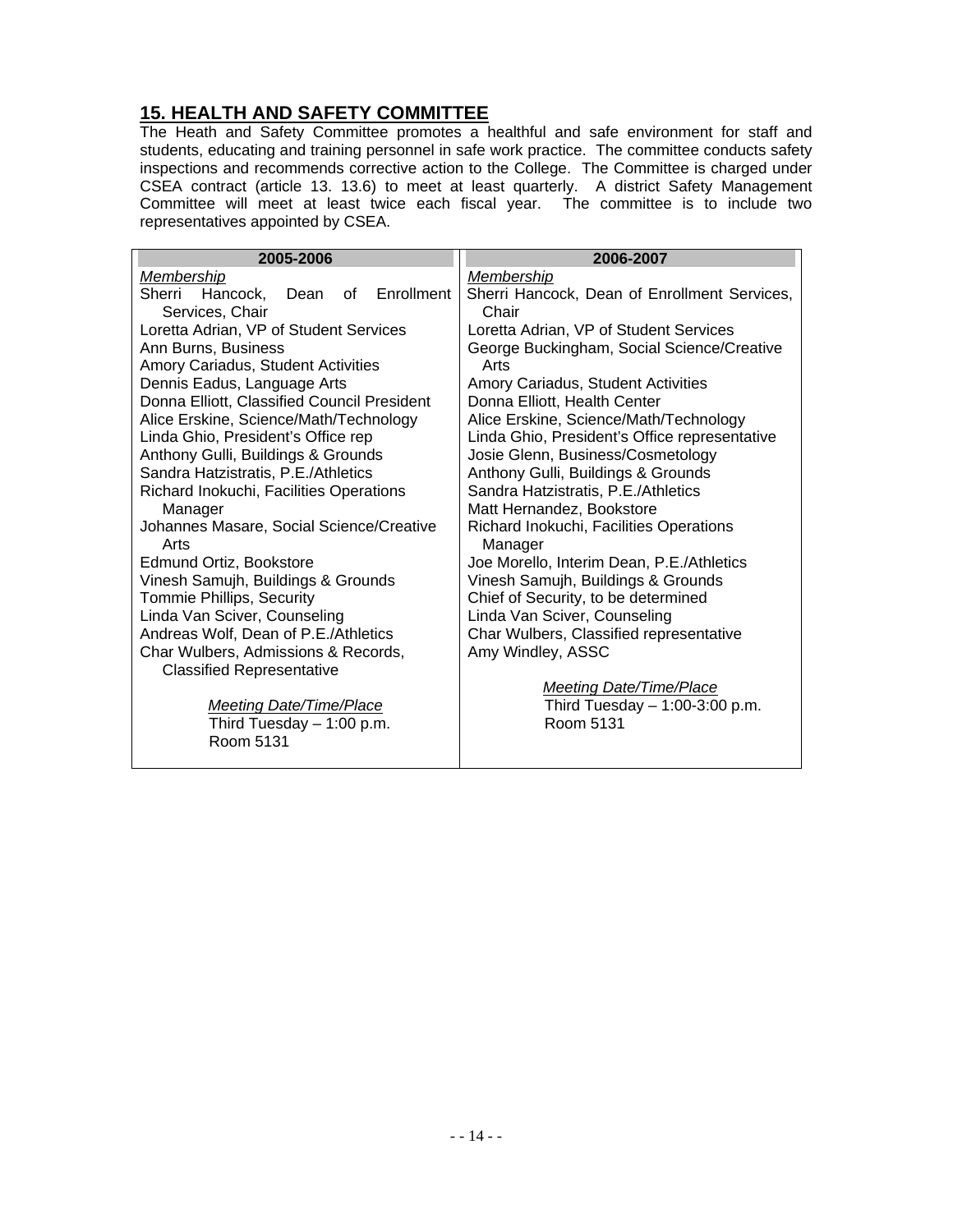## 15. HEALTH AND SAFETY COMMITTEE

The Heath and Safety Committee promotes a healthful and safe environment for staff and students, educating and training personnel in safe work practice. The committee conducts safety inspections and recommends corrective action to the College. The Committee is charged under CSEA contract (article 13. 13.6) to meet at least quarterly. A district Safety Management Committee will meet at least twice each fiscal year. The committee is to include two representatives appointed by CSEA.

| 2005-2006 | 2006-2007 |
|---|---|
| *Membership* | *Membership* |
| Sherri Hancock, Dean of Enrollment Services, Chair | Sherri Hancock, Dean of Enrollment Services, Chair |
| Loretta Adrian, VP of Student Services | Loretta Adrian, VP of Student Services |
| Ann Burns, Business | George Buckingham, Social Science/Creative Arts |
| Amory Cariadus, Student Activities | Amory Cariadus, Student Activities |
| Dennis Eadus, Language Arts | Donna Elliott, Health Center |
| Donna Elliott, Classified Council President | Alice Erskine, Science/Math/Technology |
| Alice Erskine, Science/Math/Technology | Linda Ghio, President's Office representative |
| Linda Ghio, President's Office rep | Josie Glenn, Business/Cosmetology |
| Anthony Gulli, Buildings & Grounds | Anthony Gulli, Buildings & Grounds |
| Sandra Hatzistratis, P.E./Athletics | Sandra Hatzistratis, P.E./Athletics |
| Richard Inokuchi, Facilities Operations Manager | Matt Hernandez, Bookstore |
| Johannes Masare, Social Science/Creative Arts | Richard Inokuchi, Facilities Operations Manager |
| Edmund Ortiz, Bookstore | Joe Morello, Interim Dean, P.E./Athletics |
| Vinesh Samujh, Buildings & Grounds | Vinesh Samujh, Buildings & Grounds |
| Tommie Phillips, Security | Chief of Security, to be determined |
| Linda Van Sciver, Counseling | Linda Van Sciver, Counseling |
| Andreas Wolf, Dean of P.E./Athletics | Char Wulbers, Classified representative |
| Char Wulbers, Admissions & Records, Classified Representative | Amy Windley, ASSC |
| *Meeting Date/Time/Place* | *Meeting Date/Time/Place* |
| Third Tuesday – 1:00 p.m. | Third Tuesday – 1:00-3:00 p.m. |
| Room 5131 | Room 5131 |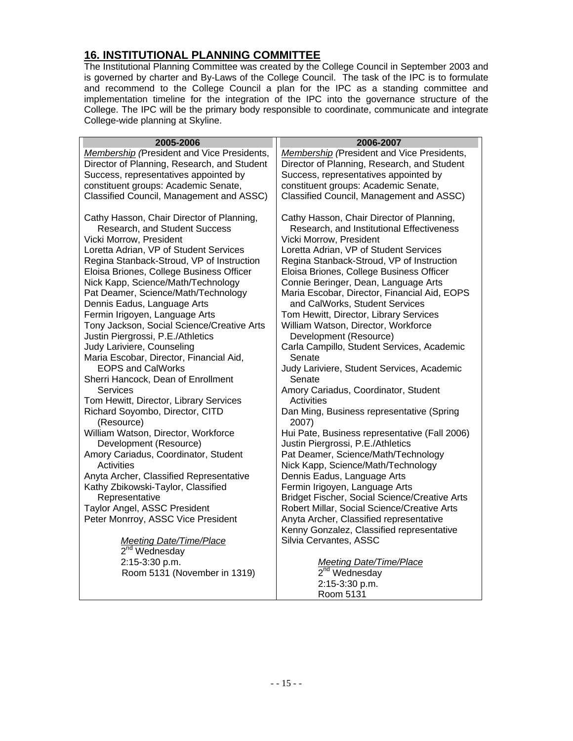## 16. INSTITUTIONAL PLANNING COMMITTEE

The Institutional Planning Committee was created by the College Council in September 2003 and is governed by charter and By-Laws of the College Council. The task of the IPC is to formulate and recommend to the College Council a plan for the IPC as a standing committee and implementation timeline for the integration of the IPC into the governance structure of the College. The IPC will be the primary body responsible to coordinate, communicate and integrate College-wide planning at Skyline.

| 2005-2006 | 2006-2007 |
|---|---|
| *Membership* (President and Vice Presidents, Director of Planning, Research, and Student Success, representatives appointed by constituent groups: Academic Senate, Classified Council, Management and ASSC) | *Membership* (President and Vice Presidents, Director of Planning, Research, and Student Success, representatives appointed by constituent groups: Academic Senate, Classified Council, Management and ASSC) |
| Cathy Hasson, Chair Director of Planning, Research, and Student Success<br>Vicki Morrow, President<br>Loretta Adrian, VP of Student Services<br>Regina Stanback-Stroud, VP of Instruction<br>Eloisa Briones, College Business Officer<br>Nick Kapp, Science/Math/Technology<br>Pat Deamer, Science/Math/Technology<br>Dennis Eadus, Language Arts<br>Fermin Irigoyen, Language Arts<br>Tony Jackson, Social Science/Creative Arts<br>Justin Piergrossi, P.E./Athletics<br>Judy Lariviere, Counseling<br>Maria Escobar, Director, Financial Aid, EOPS and CalWorks<br>Sherri Hancock, Dean of Enrollment Services<br>Tom Hewitt, Director, Library Services<br>Richard Soyombo, Director, CITD (Resource)<br>William Watson, Director, Workforce Development (Resource)<br>Amory Cariadus, Coordinator, Student Activities<br>Anyta Archer, Classified Representative<br>Kathy Zbikowski-Taylor, Classified Representative<br>Taylor Angel, ASSC President<br>Peter Monrroy, ASSC Vice President | Cathy Hasson, Chair Director of Planning, Research, and Institutional Effectiveness<br>Vicki Morrow, President<br>Loretta Adrian, VP of Student Services<br>Regina Stanback-Stroud, VP of Instruction<br>Eloisa Briones, College Business Officer<br>Connie Beringer, Dean, Language Arts<br>Maria Escobar, Director, Financial Aid, EOPS and CalWorks, Student Services<br>Tom Hewitt, Director, Library Services<br>William Watson, Director, Workforce Development (Resource)<br>Carla Campillo, Student Services, Academic Senate<br>Judy Lariviere, Student Services, Academic Senate<br>Amory Cariadus, Coordinator, Student Activities<br>Dan Ming, Business representative (Spring 2007)<br>Hui Pate, Business representative (Fall 2006)<br>Justin Piergrossi, P.E./Athletics<br>Pat Deamer, Science/Math/Technology<br>Nick Kapp, Science/Math/Technology<br>Dennis Eadus, Language Arts<br>Fermin Irigoyen, Language Arts<br>Bridget Fischer, Social Science/Creative Arts<br>Robert Millar, Social Science/Creative Arts<br>Anyta Archer, Classified representative<br>Kenny Gonzalez, Classified representative<br>Silvia Cervantes, ASSC |
| *Meeting Date/Time/Place*<br>2nd Wednesday<br>2:15-3:30 p.m.<br>Room 5131 (November in 1319) | *Meeting Date/Time/Place*<br>2nd Wednesday<br>2:15-3:30 p.m.<br>Room 5131 |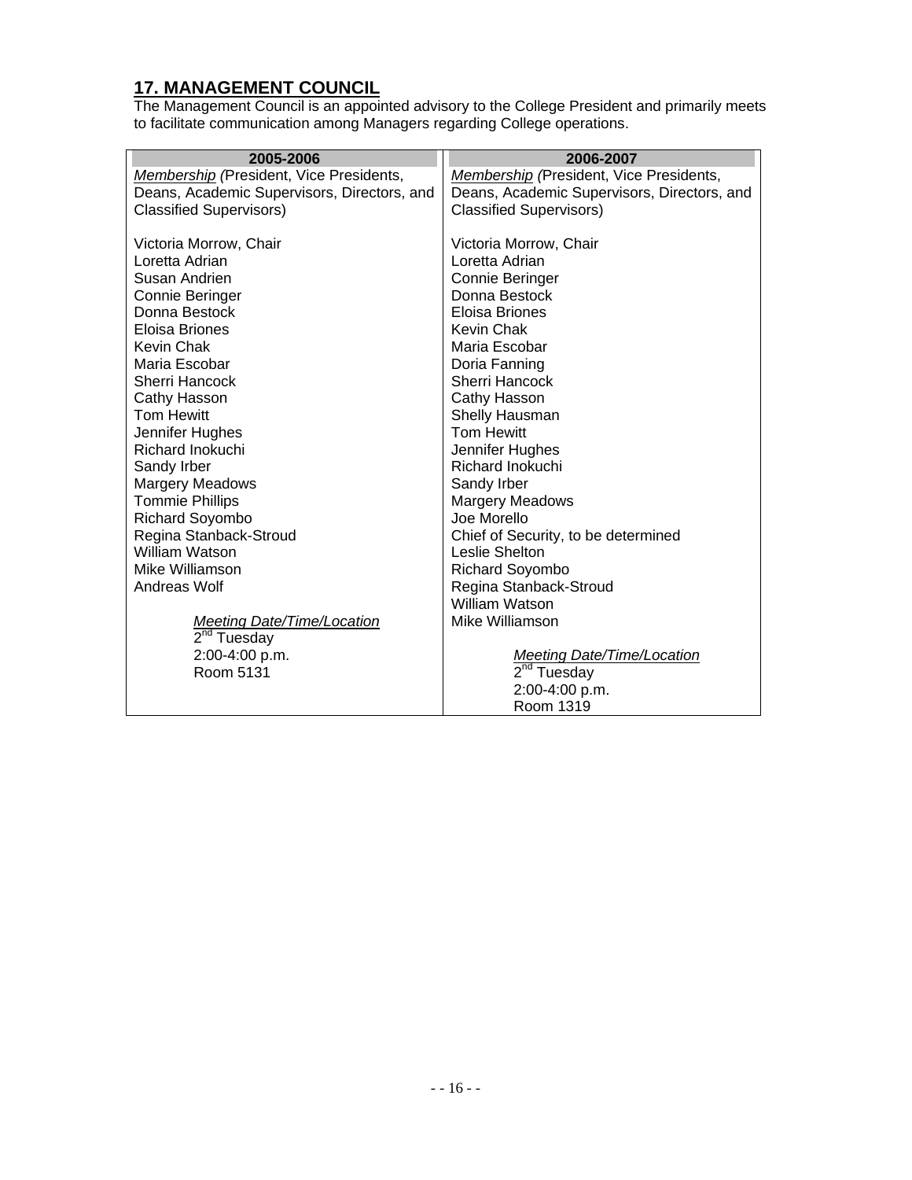## 17. MANAGEMENT COUNCIL

The Management Council is an appointed advisory to the College President and primarily meets to facilitate communication among Managers regarding College operations.

| 2005-2006 | 2006-2007 |
|---|---|
| *Membership (*President, Vice Presidents, Deans, Academic Supervisors, Directors, and Classified Supervisors) | *Membership (*President, Vice Presidents, Deans, Academic Supervisors, Directors, and Classified Supervisors) |
| Victoria Morrow, Chair | Victoria Morrow, Chair |
| Loretta Adrian | Loretta Adrian |
| Susan Andrien | Connie Beringer |
| Connie Beringer | Donna Bestock |
| Donna Bestock | Eloisa Briones |
| Eloisa Briones | Kevin Chak |
| Kevin Chak | Maria Escobar |
| Maria Escobar | Doria Fanning |
| Sherri Hancock | Sherri Hancock |
| Cathy Hasson | Cathy Hasson |
| Tom Hewitt | Shelly Hausman |
| Jennifer Hughes | Tom Hewitt |
| Richard Inokuchi | Jennifer Hughes |
| Sandy Irber | Richard Inokuchi |
| Margery Meadows | Sandy Irber |
| Tommie Phillips | Margery Meadows |
| Richard Soyombo | Joe Morello |
| Regina Stanback-Stroud | Chief of Security, to be determined |
| William Watson | Leslie Shelton |
| Mike Williamson | Richard Soyombo |
| Andreas Wolf | Regina Stanback-Stroud |
| | William Watson |
| *Meeting Date/Time/Location* | Mike Williamson |
| 2nd Tuesday | |
| 2:00-4:00 p.m. | *Meeting Date/Time/Location* |
| Room 5131 | 2nd Tuesday |
| | 2:00-4:00 p.m. |
| | Room 1319 |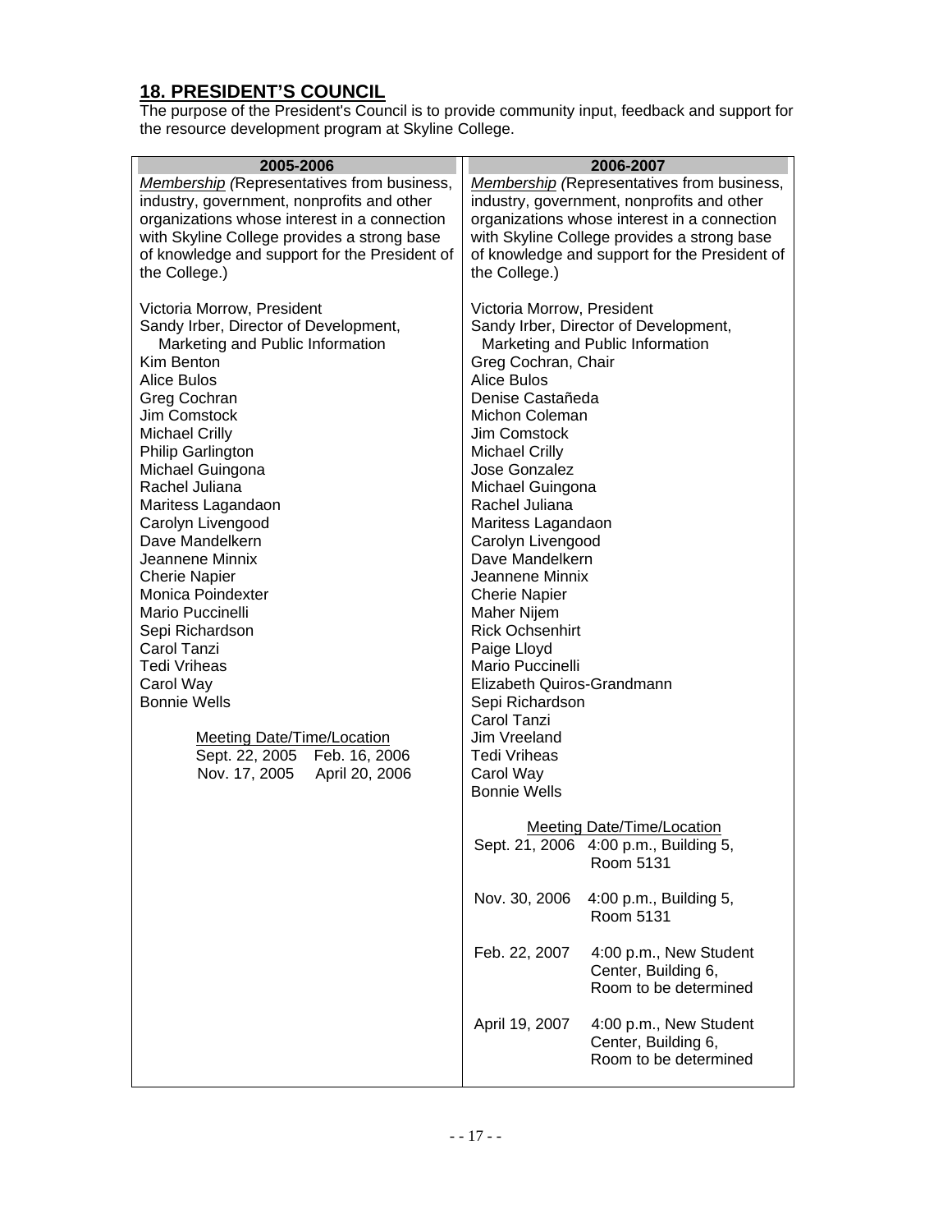## 18. PRESIDENT'S COUNCIL

The purpose of the President's Council is to provide community input, feedback and support for the resource development program at Skyline College.

| 2005-2006 | 2006-2007 |
|---|---|
| *Membership (*Representatives from business, industry, government, nonprofits and other organizations whose interest in a connection with Skyline College provides a strong base of knowledge and support for the President of the College.) | *Membership (*Representatives from business, industry, government, nonprofits and other organizations whose interest in a connection with Skyline College provides a strong base of knowledge and support for the President of the College.) |
| Victoria Morrow, President<br>Sandy Irber, Director of Development, Marketing and Public Information<br>Kim Benton<br>Alice Bulos<br>Greg Cochran<br>Jim Comstock<br>Michael Crilly<br>Philip Garlington<br>Michael Guingona<br>Rachel Juliana<br>Maritess Lagandaon<br>Carolyn Livengood<br>Dave Mandelkern<br>Jeannene Minnix<br>Cherie Napier<br>Monica Poindexter<br>Mario Puccinelli<br>Sepi Richardson<br>Carol Tanzi<br>Tedi Vriheas<br>Carol Way<br>Bonnie Wells | Victoria Morrow, President<br>Sandy Irber, Director of Development, Marketing and Public Information<br>Greg Cochran, Chair<br>Alice Bulos<br>Denise Castañeda<br>Michon Coleman<br>Jim Comstock<br>Michael Crilly<br>Jose Gonzalez<br>Michael Guingona<br>Rachel Juliana<br>Maritess Lagandaon<br>Carolyn Livengood<br>Dave Mandelkern<br>Jeannene Minnix<br>Cherie Napier<br>Maher Nijem<br>Rick Ochsenhirt<br>Paige Lloyd<br>Mario Puccinelli<br>Elizabeth Quiros-Grandmann<br>Sepi Richardson<br>Carol Tanzi<br>Jim Vreeland<br>Tedi Vriheas<br>Carol Way<br>Bonnie Wells |
| <u>Meeting Date/Time/Location</u><br>Sept. 22, 2005 Feb. 16, 2006<br>Nov. 17, 2005 April 20, 2006 | <u>Meeting Date/Time/Location</u><br>Sept. 21, 2006 4:00 p.m., Building 5, Room 5131<br>Nov. 30, 2006 4:00 p.m., Building 5, Room 5131<br>Feb. 22, 2007 4:00 p.m., New Student Center, Building 6, Room to be determined<br>April 19, 2007 4:00 p.m., New Student Center, Building 6, Room to be determined |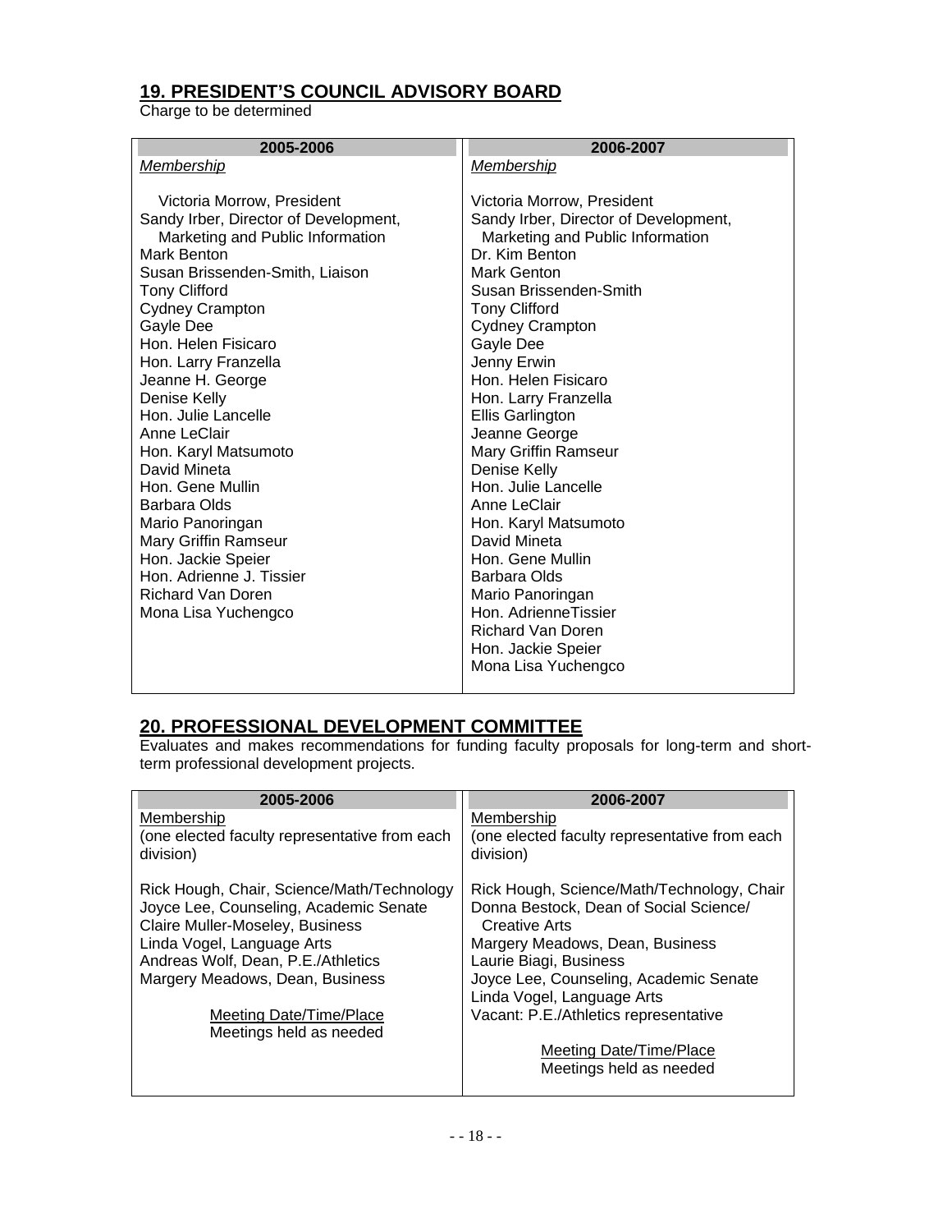## 19. PRESIDENT'S COUNCIL ADVISORY BOARD

Charge to be determined

| 2005-2006 | 2006-2007 |
|---|---|
| *Membership*<br><br>Victoria Morrow, President<br>Sandy Irber, Director of Development, Marketing and Public Information<br>Mark Benton<br>Susan Brissenden-Smith, Liaison<br>Tony Clifford<br>Cydney Crampton<br>Gayle Dee<br>Hon. Helen Fisicaro<br>Hon. Larry Franzella<br>Jeanne H. George<br>Denise Kelly<br>Hon. Julie Lancelle<br>Anne LeClair<br>Hon. Karyl Matsumoto<br>David Mineta<br>Hon. Gene Mullin<br>Barbara Olds<br>Mario Panoringan<br>Mary Griffin Ramseur<br>Hon. Jackie Speier<br>Hon. Adrienne J. Tissier<br>Richard Van Doren<br>Mona Lisa Yuchengco | *Membership*<br><br>Victoria Morrow, President<br>Sandy Irber, Director of Development, Marketing and Public Information<br>Dr. Kim Benton<br>Mark Genton<br>Susan Brissenden-Smith<br>Tony Clifford<br>Cydney Crampton<br>Gayle Dee<br>Jenny Erwin<br>Hon. Helen Fisicaro<br>Hon. Larry Franzella<br>Ellis Garlington<br>Jeanne George<br>Mary Griffin Ramseur<br>Denise Kelly<br>Hon. Julie Lancelle<br>Anne LeClair<br>Hon. Karyl Matsumoto<br>David Mineta<br>Hon. Gene Mullin<br>Barbara Olds<br>Mario Panoringan<br>Hon. AdrienneTissier<br>Richard Van Doren<br>Hon. Jackie Speier<br>Mona Lisa Yuchengco |

## 20. PROFESSIONAL DEVELOPMENT COMMITTEE

Evaluates and makes recommendations for funding faculty proposals for long-term and short-term professional development projects.

| 2005-2006 | 2006-2007 |
|---|---|
| Membership<br>(one elected faculty representative from each division)<br><br>Rick Hough, Chair, Science/Math/Technology<br>Joyce Lee, Counseling, Academic Senate<br>Claire Muller-Moseley, Business<br>Linda Vogel, Language Arts<br>Andreas Wolf, Dean, P.E./Athletics<br>Margery Meadows, Dean, Business<br><br>Meeting Date/Time/Place<br>Meetings held as needed | Membership<br>(one elected faculty representative from each division)<br><br>Rick Hough, Science/Math/Technology, Chair<br>Donna Bestock, Dean of Social Science/ Creative Arts<br>Margery Meadows, Dean, Business<br>Laurie Biagi, Business<br>Joyce Lee, Counseling, Academic Senate<br>Linda Vogel, Language Arts<br>Vacant: P.E./Athletics representative<br><br>Meeting Date/Time/Place<br>Meetings held as needed |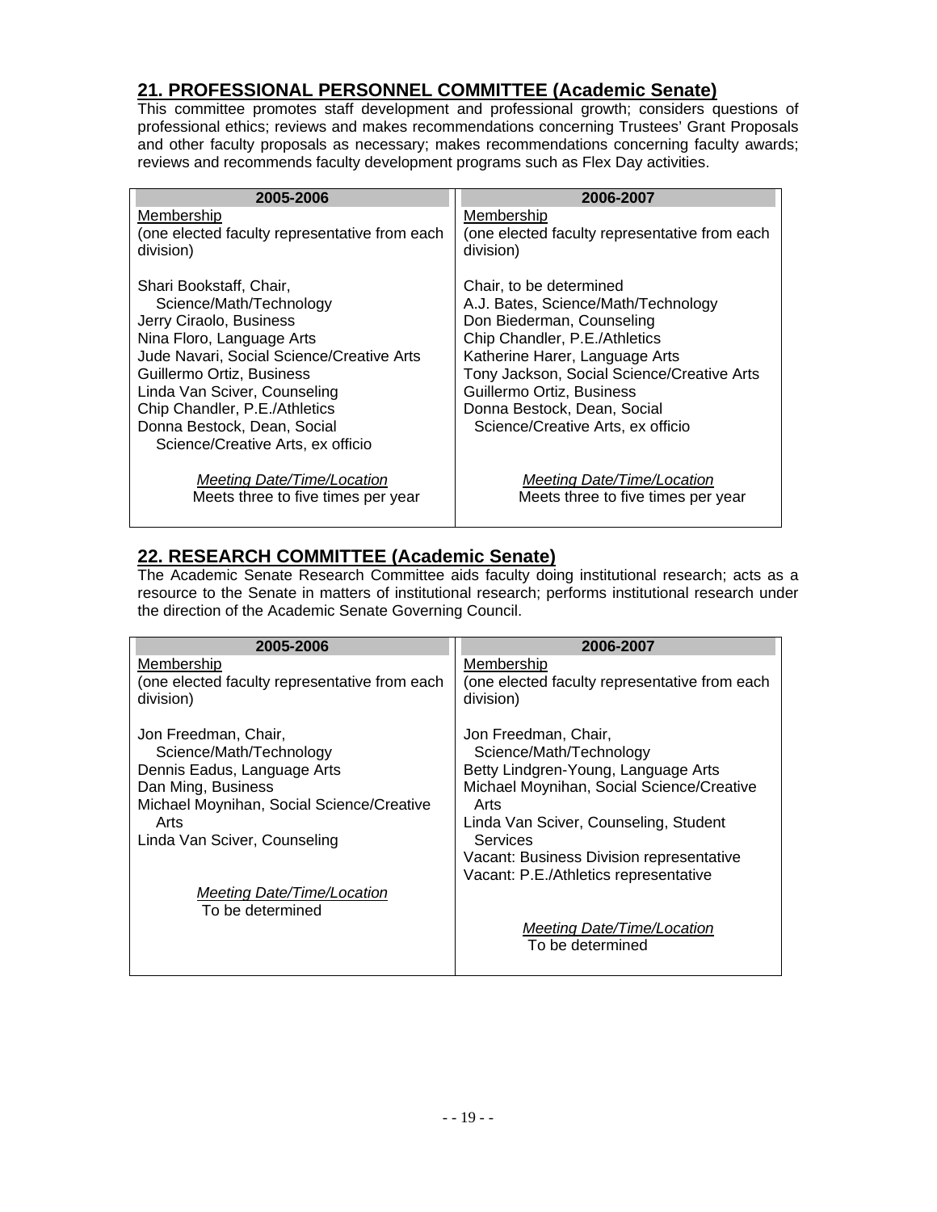## 21. PROFESSIONAL PERSONNEL COMMITTEE (Academic Senate)

This committee promotes staff development and professional growth; considers questions of professional ethics; reviews and makes recommendations concerning Trustees' Grant Proposals and other faculty proposals as necessary; makes recommendations concerning faculty awards; reviews and recommends faculty development programs such as Flex Day activities.

| 2005-2006 | 2006-2007 |
|---|---|
| Membership<br>(one elected faculty representative from each division) | Membership<br>(one elected faculty representative from each division) |
| Shari Bookstaff, Chair, Science/Math/Technology<br>Jerry Ciraolo, Business<br>Nina Floro, Language Arts<br>Jude Navari, Social Science/Creative Arts<br>Guillermo Ortiz, Business<br>Linda Van Sciver, Counseling<br>Chip Chandler, P.E./Athletics<br>Donna Bestock, Dean, Social Science/Creative Arts, ex officio | Chair, to be determined<br>A.J. Bates, Science/Math/Technology<br>Don Biederman, Counseling<br>Chip Chandler, P.E./Athletics<br>Katherine Harer, Language Arts<br>Tony Jackson, Social Science/Creative Arts<br>Guillermo Ortiz, Business<br>Donna Bestock, Dean, Social Science/Creative Arts, ex officio |
| *Meeting Date/Time/Location*<br>Meets three to five times per year | *Meeting Date/Time/Location*<br>Meets three to five times per year |

## 22. RESEARCH COMMITTEE (Academic Senate)

The Academic Senate Research Committee aids faculty doing institutional research; acts as a resource to the Senate in matters of institutional research; performs institutional research under the direction of the Academic Senate Governing Council.

| 2005-2006 | 2006-2007 |
|---|---|
| Membership<br>(one elected faculty representative from each division) | Membership<br>(one elected faculty representative from each division) |
| Jon Freedman, Chair, Science/Math/Technology<br>Dennis Eadus, Language Arts<br>Dan Ming, Business<br>Michael Moynihan, Social Science/Creative Arts<br>Linda Van Sciver, Counseling | Jon Freedman, Chair, Science/Math/Technology<br>Betty Lindgren-Young, Language Arts<br>Michael Moynihan, Social Science/Creative Arts<br>Linda Van Sciver, Counseling, Student Services<br>Vacant: Business Division representative<br>Vacant: P.E./Athletics representative |
| *Meeting Date/Time/Location*<br>To be determined | *Meeting Date/Time/Location*<br>To be determined |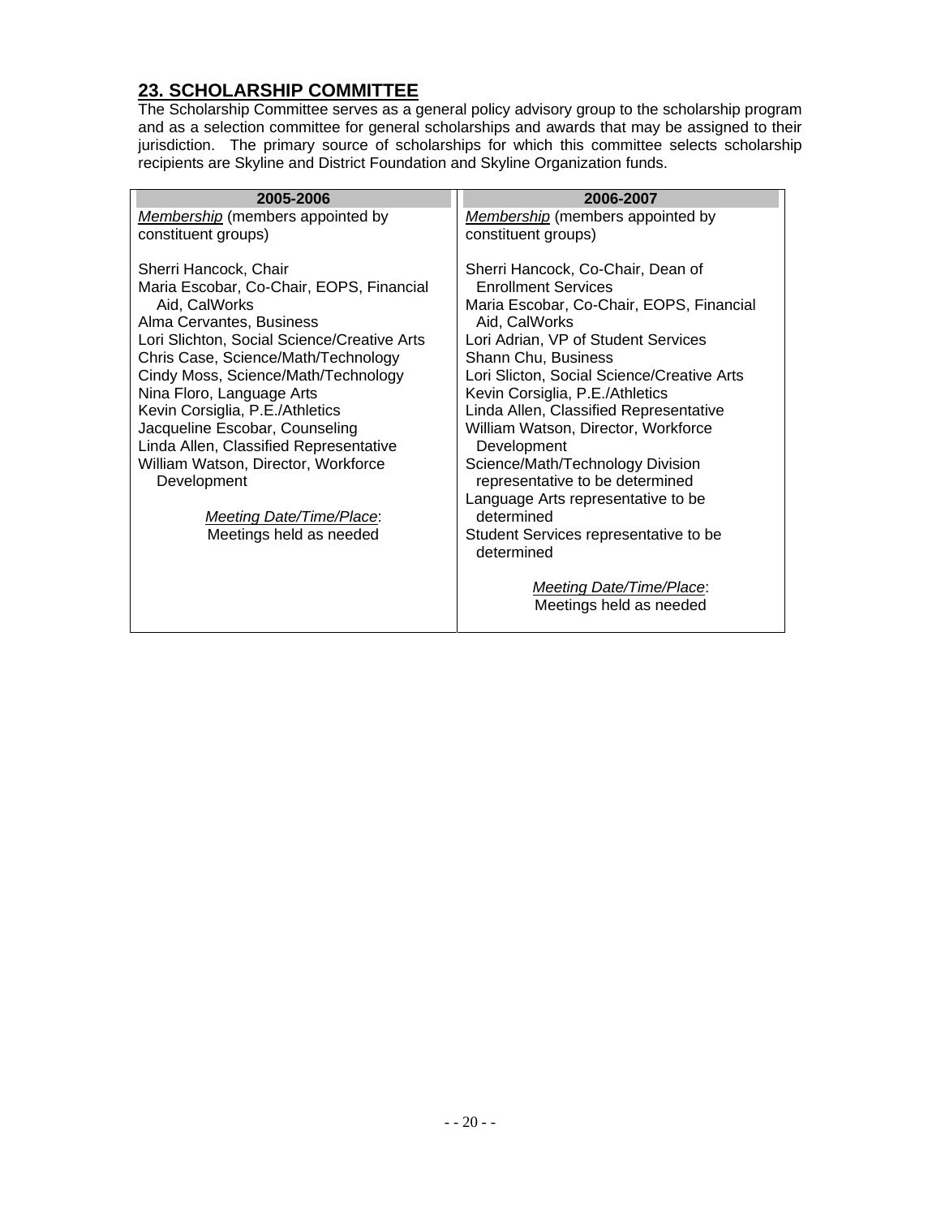## 23. SCHOLARSHIP COMMITTEE

The Scholarship Committee serves as a general policy advisory group to the scholarship program and as a selection committee for general scholarships and awards that may be assigned to their jurisdiction. The primary source of scholarships for which this committee selects scholarship recipients are Skyline and District Foundation and Skyline Organization funds.

| 2005-2006 | 2006-2007 |
|---|---|
| *Membership* (members appointed by constituent groups)<br><br>Sherri Hancock, Chair<br>Maria Escobar, Co-Chair, EOPS, Financial Aid, CalWorks<br>Alma Cervantes, Business<br>Lori Slichton, Social Science/Creative Arts<br>Chris Case, Science/Math/Technology<br>Cindy Moss, Science/Math/Technology<br>Nina Floro, Language Arts<br>Kevin Corsiglia, P.E./Athletics<br>Jacqueline Escobar, Counseling<br>Linda Allen, Classified Representative<br>William Watson, Director, Workforce Development<br><br>*Meeting Date/Time/Place*:<br>Meetings held as needed | *Membership* (members appointed by constituent groups)<br><br>Sherri Hancock, Co-Chair, Dean of Enrollment Services<br>Maria Escobar, Co-Chair, EOPS, Financial Aid, CalWorks<br>Lori Adrian, VP of Student Services<br>Shann Chu, Business<br>Lori Slicton, Social Science/Creative Arts<br>Kevin Corsiglia, P.E./Athletics<br>Linda Allen, Classified Representative<br>William Watson, Director, Workforce Development<br>Science/Math/Technology Division representative to be determined<br>Language Arts representative to be determined<br>Student Services representative to be determined<br><br>*Meeting Date/Time/Place*:<br>Meetings held as needed |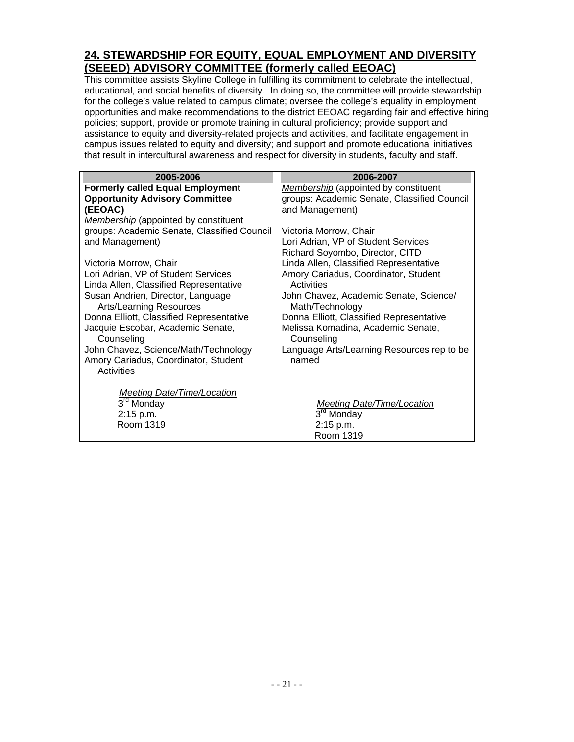## 24. STEWARDSHIP FOR EQUITY, EQUAL EMPLOYMENT AND DIVERSITY (SEEED) ADVISORY COMMITTEE (formerly called EEOAC)

This committee assists Skyline College in fulfilling its commitment to celebrate the intellectual, educational, and social benefits of diversity. In doing so, the committee will provide stewardship for the college's value related to campus climate; oversee the college's equality in employment opportunities and make recommendations to the district EEOAC regarding fair and effective hiring policies; support, provide or promote training in cultural proficiency; provide support and assistance to equity and diversity-related projects and activities, and facilitate engagement in campus issues related to equity and diversity; and support and promote educational initiatives that result in intercultural awareness and respect for diversity in students, faculty and staff.

| 2005-2006 | 2006-2007 |
|---|---|
| **Formerly called Equal Employment Opportunity Advisory Committee (EEOAC)**<br>*Membership* (appointed by constituent groups: Academic Senate, Classified Council and Management)<br><br>Victoria Morrow, Chair<br>Lori Adrian, VP of Student Services<br>Linda Allen, Classified Representative<br>Susan Andrien, Director, Language Arts/Learning Resources<br>Donna Elliott, Classified Representative<br>Jacquie Escobar, Academic Senate, Counseling<br>John Chavez, Science/Math/Technology<br>Amory Cariadus, Coordinator, Student Activities<br><br>*Meeting Date/Time/Location*<br>3rd Monday<br>2:15 p.m.<br>Room 1319 | *Membership* (appointed by constituent groups: Academic Senate, Classified Council and Management)<br><br>Victoria Morrow, Chair<br>Lori Adrian, VP of Student Services<br>Richard Soyombo, Director, CITD<br>Linda Allen, Classified Representative<br>Amory Cariadus, Coordinator, Student Activities<br>John Chavez, Academic Senate, Science/ Math/Technology<br>Donna Elliott, Classified Representative<br>Melissa Komadina, Academic Senate, Counseling<br>Language Arts/Learning Resources rep to be named<br><br>*Meeting Date/Time/Location*<br>3rd Monday<br>2:15 p.m.<br>Room 1319 |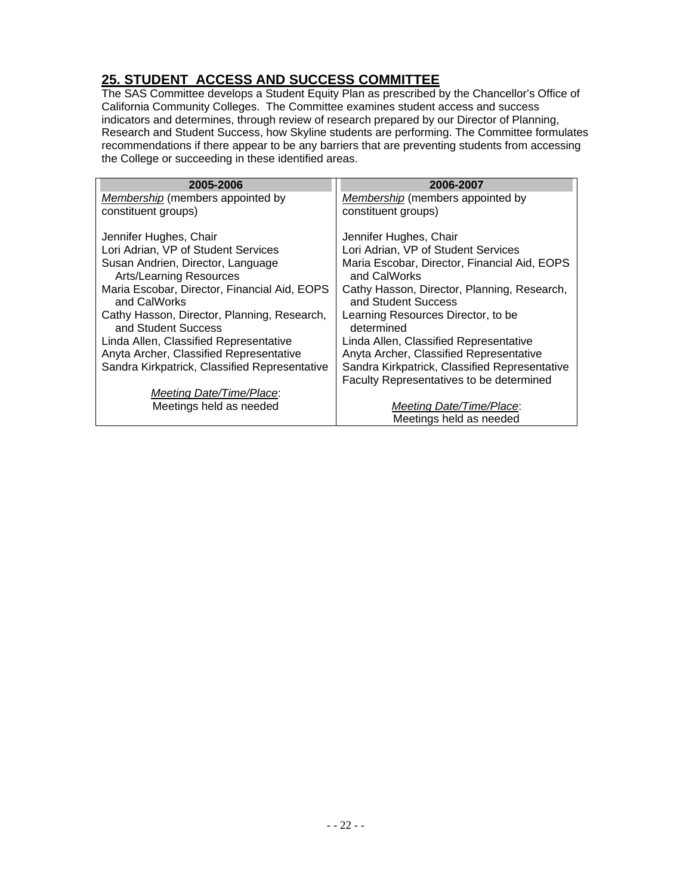## 25. STUDENT ACCESS AND SUCCESS COMMITTEE

The SAS Committee develops a Student Equity Plan as prescribed by the Chancellor's Office of California Community Colleges. The Committee examines student access and success indicators and determines, through review of research prepared by our Director of Planning, Research and Student Success, how Skyline students are performing. The Committee formulates recommendations if there appear to be any barriers that are preventing students from accessing the College or succeeding in these identified areas.

| 2005-2006 | 2006-2007 |
|---|---|
| *Membership* (members appointed by constituent groups) | *Membership* (members appointed by constituent groups) |
| Jennifer Hughes, Chair | Jennifer Hughes, Chair |
| Lori Adrian, VP of Student Services | Lori Adrian, VP of Student Services |
| Susan Andrien, Director, Language Arts/Learning Resources | Maria Escobar, Director, Financial Aid, EOPS and CalWorks |
| Maria Escobar, Director, Financial Aid, EOPS and CalWorks | Cathy Hasson, Director, Planning, Research, and Student Success |
| Cathy Hasson, Director, Planning, Research, and Student Success | Learning Resources Director, to be determined |
| Linda Allen, Classified Representative | Linda Allen, Classified Representative |
| Anyta Archer, Classified Representative | Anyta Archer, Classified Representative |
| Sandra Kirkpatrick, Classified Representative | Sandra Kirkpatrick, Classified Representative |
| | Faculty Representatives to be determined |
| *Meeting Date/Time/Place*: Meetings held as needed | *Meeting Date/Time/Place*: Meetings held as needed |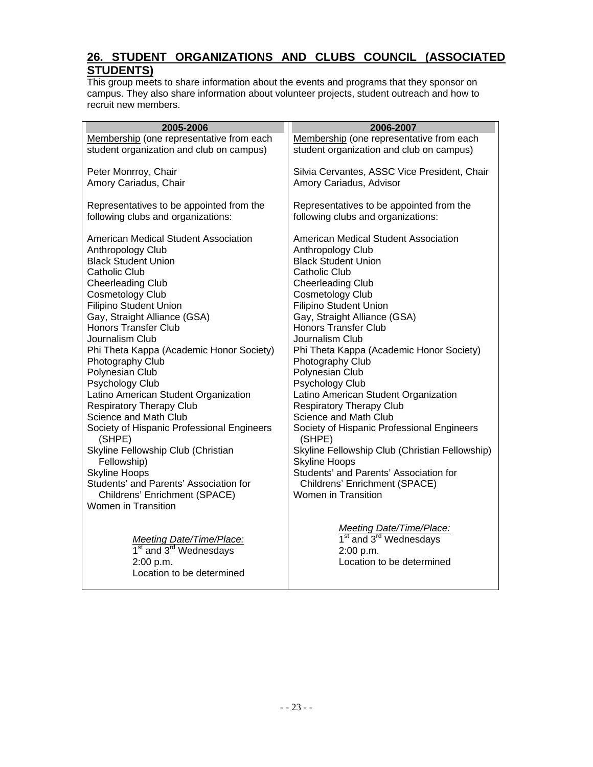## 26. STUDENT ORGANIZATIONS AND CLUBS COUNCIL (ASSOCIATED STUDENTS)

This group meets to share information about the events and programs that they sponsor on campus. They also share information about volunteer projects, student outreach and how to recruit new members.

| 2005-2006 | 2006-2007 |
|---|---|
| Membership (one representative from each student organization and club on campus) | Membership (one representative from each student organization and club on campus) |
| Peter Monrroy, Chair<br>Amory Cariadus, Chair | Silvia Cervantes, ASSC Vice President, Chair<br>Amory Cariadus, Advisor |
| Representatives to be appointed from the following clubs and organizations: | Representatives to be appointed from the following clubs and organizations: |
| American Medical Student Association<br>Anthropology Club<br>Black Student Union<br>Catholic Club<br>Cheerleading Club<br>Cosmetology Club<br>Filipino Student Union<br>Gay, Straight Alliance (GSA)<br>Honors Transfer Club<br>Journalism Club<br>Phi Theta Kappa (Academic Honor Society)<br>Photography Club<br>Polynesian Club<br>Psychology Club<br>Latino American Student Organization<br>Respiratory Therapy Club<br>Science and Math Club<br>Society of Hispanic Professional Engineers (SHPE)<br>Skyline Fellowship Club (Christian Fellowship)<br>Skyline Hoops<br>Students' and Parents' Association for Childrens' Enrichment (SPACE)<br>Women in Transition | American Medical Student Association<br>Anthropology Club<br>Black Student Union<br>Catholic Club<br>Cheerleading Club<br>Cosmetology Club<br>Filipino Student Union<br>Gay, Straight Alliance (GSA)<br>Honors Transfer Club<br>Journalism Club<br>Phi Theta Kappa (Academic Honor Society)<br>Photography Club<br>Polynesian Club<br>Psychology Club<br>Latino American Student Organization<br>Respiratory Therapy Club<br>Science and Math Club<br>Society of Hispanic Professional Engineers (SHPE)<br>Skyline Fellowship Club (Christian Fellowship)<br>Skyline Hoops<br>Students' and Parents' Association for Childrens' Enrichment (SPACE)<br>Women in Transition |
| *Meeting Date/Time/Place:*<br>1st and 3rd Wednesdays<br>2:00 p.m.<br>Location to be determined | *Meeting Date/Time/Place:*<br>1st and 3rd Wednesdays<br>2:00 p.m.<br>Location to be determined |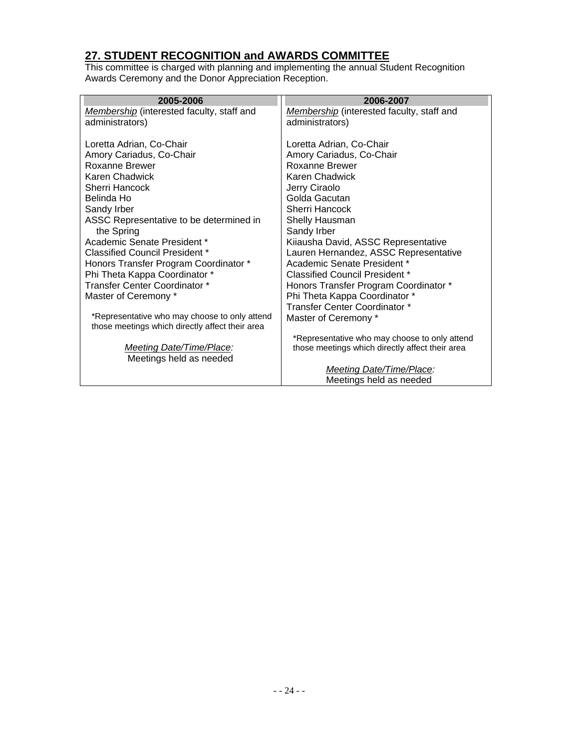## 27. STUDENT RECOGNITION and AWARDS COMMITTEE

This committee is charged with planning and implementing the annual Student Recognition Awards Ceremony and the Donor Appreciation Reception.

| 2005-2006 | 2006-2007 |
|---|---|
| *Membership* (interested faculty, staff and administrators)<br><br>Loretta Adrian, Co-Chair<br>Amory Cariadus, Co-Chair<br>Roxanne Brewer<br>Karen Chadwick<br>Sherri Hancock<br>Belinda Ho<br>Sandy Irber<br>ASSC Representative to be determined in the Spring<br>Academic Senate President *<br>Classified Council President *<br>Honors Transfer Program Coordinator *<br>Phi Theta Kappa Coordinator *<br>Transfer Center Coordinator *<br>Master of Ceremony *<br><br>*Representative who may choose to only attend those meetings which directly affect their area<br><br>*Meeting Date/Time/Place:*<br>Meetings held as needed | *Membership* (interested faculty, staff and administrators)<br><br>Loretta Adrian, Co-Chair<br>Amory Cariadus, Co-Chair<br>Roxanne Brewer<br>Karen Chadwick<br>Jerry Ciraolo<br>Golda Gacutan<br>Sherri Hancock<br>Shelly Hausman<br>Sandy Irber<br>Kiiausha David, ASSC Representative<br>Lauren Hernandez, ASSC Representative<br>Academic Senate President *<br>Classified Council President *<br>Honors Transfer Program Coordinator *<br>Phi Theta Kappa Coordinator *<br>Transfer Center Coordinator *<br>Master of Ceremony *<br><br>*Representative who may choose to only attend those meetings which directly affect their area<br><br>*Meeting Date/Time/Place:*<br>Meetings held as needed |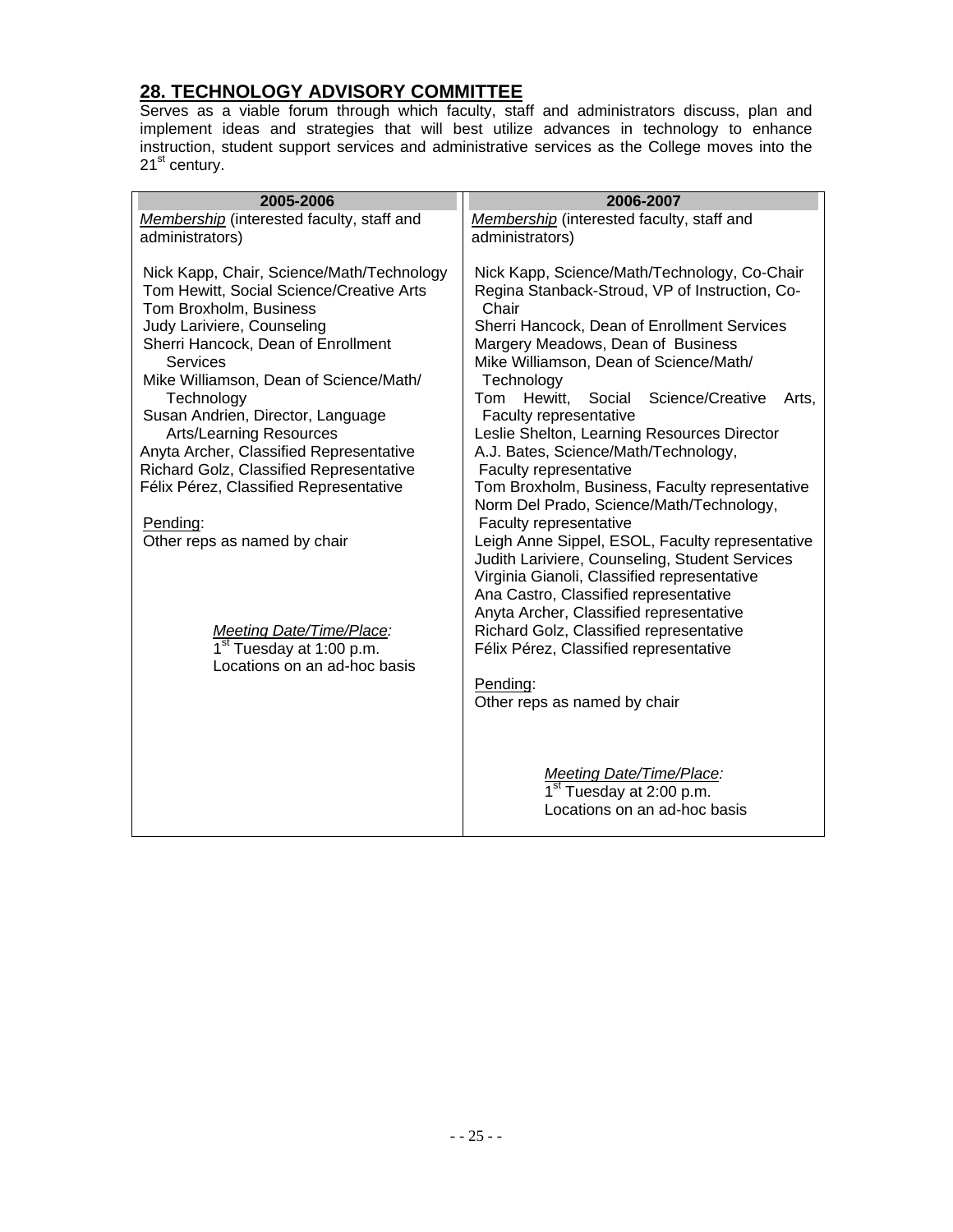## 28. TECHNOLOGY ADVISORY COMMITTEE

Serves as a viable forum through which faculty, staff and administrators discuss, plan and implement ideas and strategies that will best utilize advances in technology to enhance instruction, student support services and administrative services as the College moves into the 21st century.

| 2005-2006 | 2006-2007 |
|---|---|
| *Membership* (interested faculty, staff and administrators)<br><br>Nick Kapp, Chair, Science/Math/Technology<br>Tom Hewitt, Social Science/Creative Arts<br>Tom Broxholm, Business<br>Judy Lariviere, Counseling<br>Sherri Hancock, Dean of Enrollment Services<br>Mike Williamson, Dean of Science/Math/ Technology<br>Susan Andrien, Director, Language Arts/Learning Resources<br>Anyta Archer, Classified Representative<br>Richard Golz, Classified Representative<br>Félix Pérez, Classified Representative<br><br>Pending:<br>Other reps as named by chair<br><br>*Meeting Date/Time/Place:*<br>1st Tuesday at 1:00 p.m.<br>Locations on an ad-hoc basis | *Membership* (interested faculty, staff and administrators)<br><br>Nick Kapp, Science/Math/Technology, Co-Chair<br>Regina Stanback-Stroud, VP of Instruction, Co-Chair<br>Sherri Hancock, Dean of Enrollment Services<br>Margery Meadows, Dean of Business<br>Mike Williamson, Dean of Science/Math/ Technology<br>Tom Hewitt, Social Science/Creative Arts, Faculty representative<br>Leslie Shelton, Learning Resources Director<br>A.J. Bates, Science/Math/Technology, Faculty representative<br>Tom Broxholm, Business, Faculty representative<br>Norm Del Prado, Science/Math/Technology, Faculty representative<br>Leigh Anne Sippel, ESOL, Faculty representative<br>Judith Lariviere, Counseling, Student Services<br>Virginia Gianoli, Classified representative<br>Ana Castro, Classified representative<br>Anyta Archer, Classified representative<br>Richard Golz, Classified representative<br>Félix Pérez, Classified representative<br><br>Pending:<br>Other reps as named by chair<br><br>*Meeting Date/Time/Place:*<br>1st Tuesday at 2:00 p.m.<br>Locations on an ad-hoc basis |